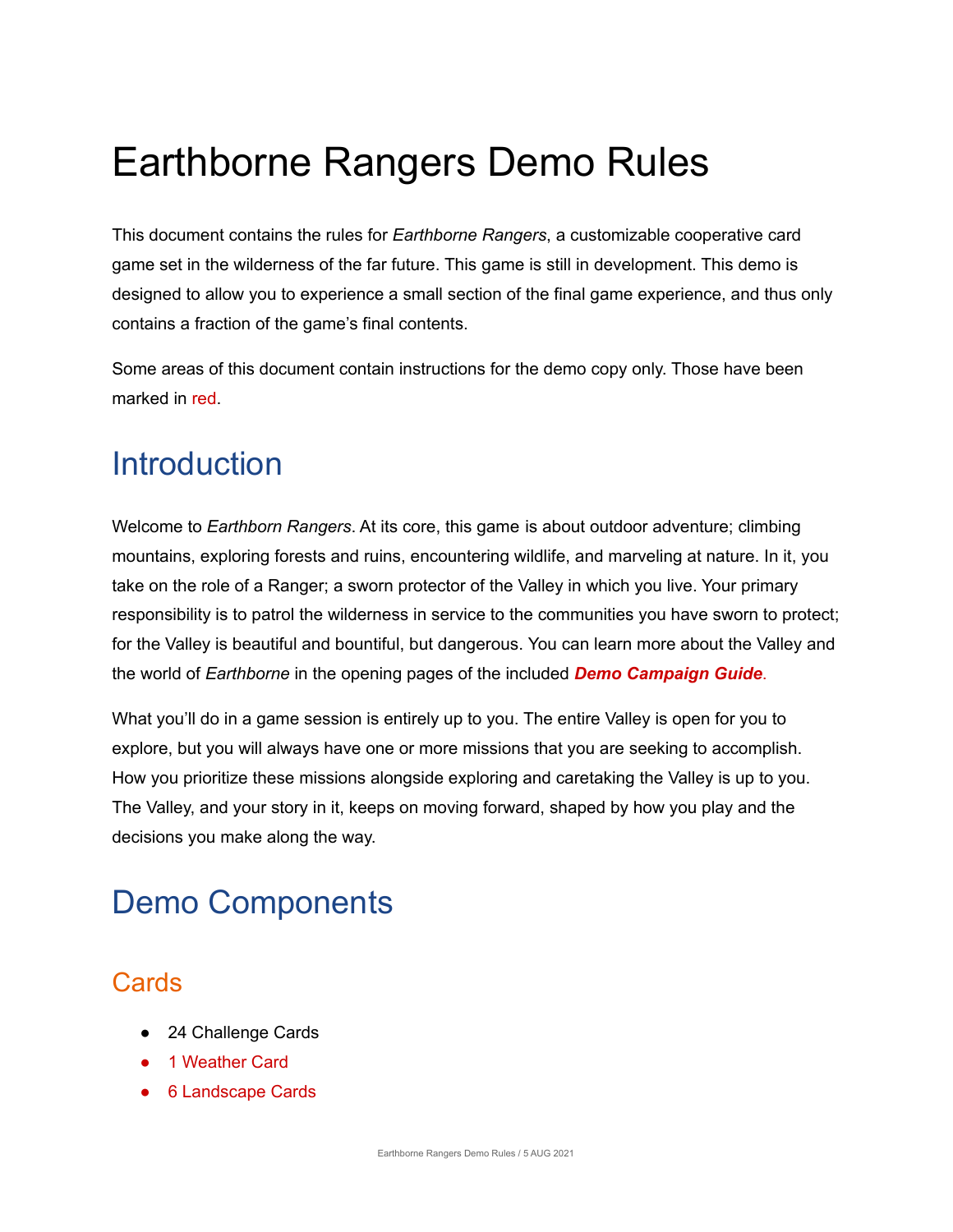# Earthborne Rangers Demo Rules

This document contains the rules for *Earthborne Rangers*, a customizable cooperative card game set in the wilderness of the far future. This game is still in development. This demo is designed to allow you to experience a small section of the final game experience, and thus only contains a fraction of the game's final contents.

Some areas of this document contain instructions for the demo copy only. Those have been marked in red.

## Introduction

Welcome to *Earthborn Rangers*. At its core, this game is about outdoor adventure; climbing mountains, exploring forests and ruins, encountering wildlife, and marveling at nature. In it, you take on the role of a Ranger; a sworn protector of the Valley in which you live. Your primary responsibility is to patrol the wilderness in service to the communities you have sworn to protect; for the Valley is beautiful and bountiful, but dangerous. You can learn more about the Valley and the world of *Earthborne* in the opening pages of the included ***Demo Campaign Guide***.

What you'll do in a game session is entirely up to you. The entire Valley is open for you to explore, but you will always have one or more missions that you are seeking to accomplish. How you prioritize these missions alongside exploring and caretaking the Valley is up to you. The Valley, and your story in it, keeps on moving forward, shaped by how you play and the decisions you make along the way.

## Demo Components

### Cards

- 24 Challenge Cards
- 1 Weather Card
- 6 Landscape Cards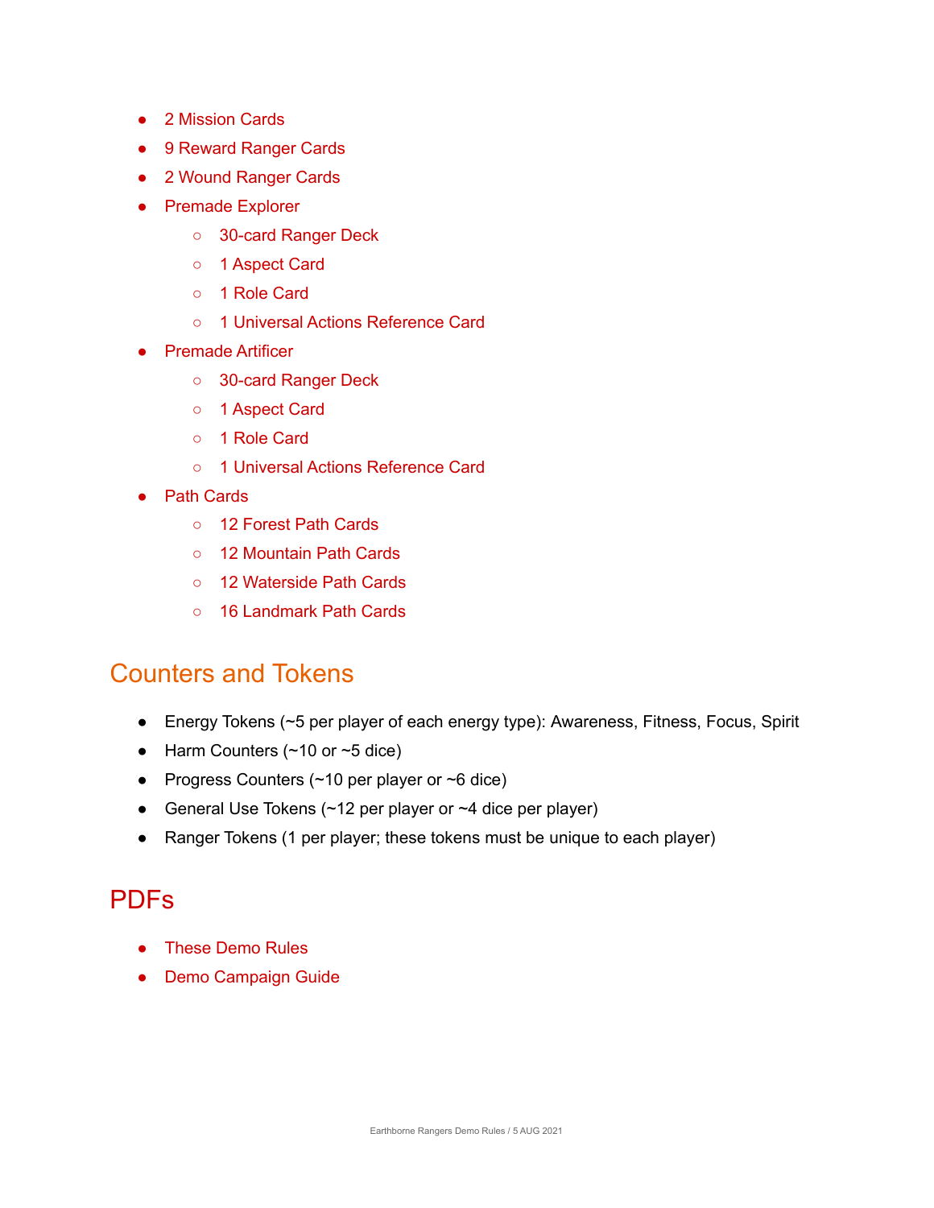- 2 Mission Cards
- 9 Reward Ranger Cards
- 2 Wound Ranger Cards
- Premade Explorer
  - 30-card Ranger Deck
  - 1 Aspect Card
  - 1 Role Card
  - 1 Universal Actions Reference Card
- Premade Artificer
  - 30-card Ranger Deck
  - 1 Aspect Card
  - 1 Role Card
  - 1 Universal Actions Reference Card
- Path Cards
  - 12 Forest Path Cards
  - 12 Mountain Path Cards
  - 12 Waterside Path Cards
  - 16 Landmark Path Cards

## Counters and Tokens

- Energy Tokens (~5 per player of each energy type): Awareness, Fitness, Focus, Spirit
- Harm Counters (~10 or ~5 dice)
- Progress Counters (~10 per player or ~6 dice)
- General Use Tokens (~12 per player or ~4 dice per player)
- Ranger Tokens (1 per player; these tokens must be unique to each player)

## PDFs

- These Demo Rules
- Demo Campaign Guide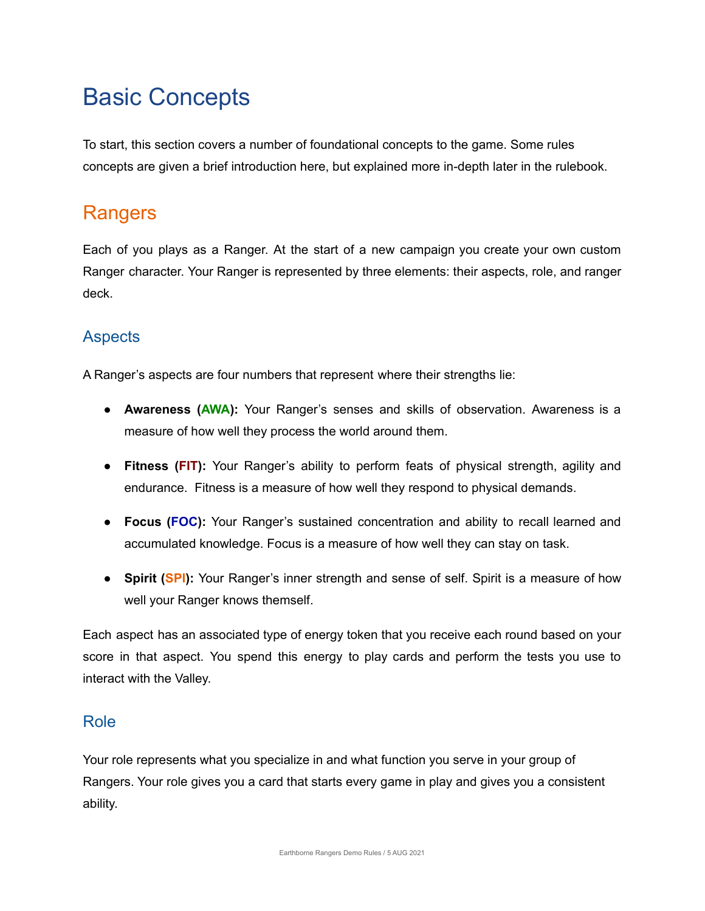# Basic Concepts

To start, this section covers a number of foundational concepts to the game. Some rules concepts are given a brief introduction here, but explained more in-depth later in the rulebook.

## Rangers

Each of you plays as a Ranger. At the start of a new campaign you create your own custom Ranger character. Your Ranger is represented by three elements: their aspects, role, and ranger deck.

### Aspects

A Ranger's aspects are four numbers that represent where their strengths lie:

- **Awareness (AWA):** Your Ranger's senses and skills of observation. Awareness is a measure of how well they process the world around them.
- **Fitness (FIT):** Your Ranger's ability to perform feats of physical strength, agility and endurance. Fitness is a measure of how well they respond to physical demands.
- **Focus (FOC):** Your Ranger's sustained concentration and ability to recall learned and accumulated knowledge. Focus is a measure of how well they can stay on task.
- **Spirit (SPI):** Your Ranger's inner strength and sense of self. Spirit is a measure of how well your Ranger knows themself.

Each aspect has an associated type of energy token that you receive each round based on your score in that aspect. You spend this energy to play cards and perform the tests you use to interact with the Valley.

### Role

Your role represents what you specialize in and what function you serve in your group of Rangers. Your role gives you a card that starts every game in play and gives you a consistent ability.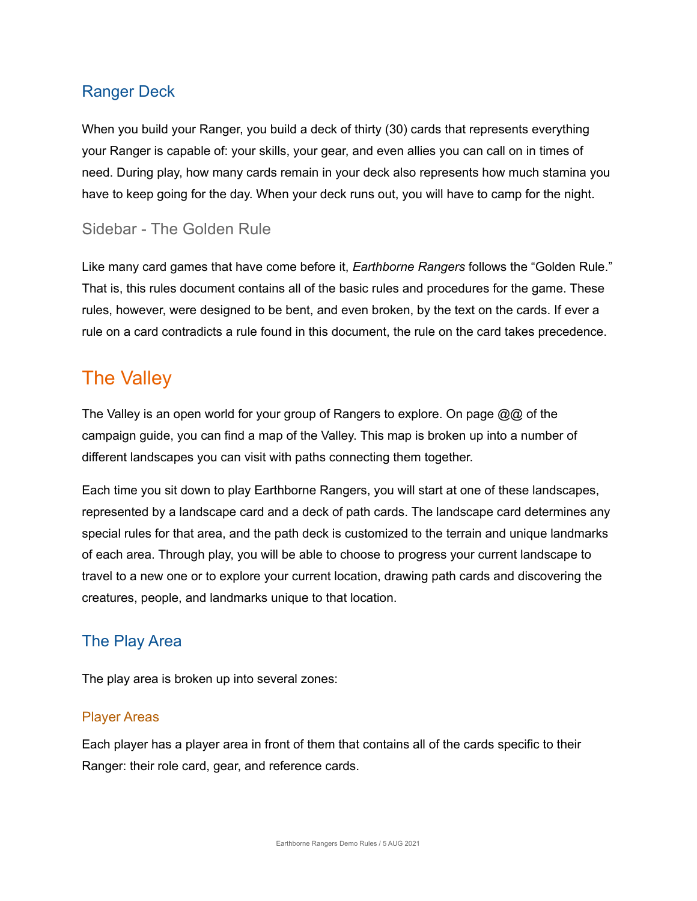## Ranger Deck

When you build your Ranger, you build a deck of thirty (30) cards that represents everything your Ranger is capable of: your skills, your gear, and even allies you can call on in times of need. During play, how many cards remain in your deck also represents how much stamina you have to keep going for the day. When your deck runs out, you will have to camp for the night.

### Sidebar - The Golden Rule

Like many card games that have come before it, *Earthborne Rangers* follows the "Golden Rule." That is, this rules document contains all of the basic rules and procedures for the game. These rules, however, were designed to be bent, and even broken, by the text on the cards. If ever a rule on a card contradicts a rule found in this document, the rule on the card takes precedence.

# The Valley

The Valley is an open world for your group of Rangers to explore. On page @@ of the campaign guide, you can find a map of the Valley. This map is broken up into a number of different landscapes you can visit with paths connecting them together.

Each time you sit down to play Earthborne Rangers, you will start at one of these landscapes, represented by a landscape card and a deck of path cards. The landscape card determines any special rules for that area, and the path deck is customized to the terrain and unique landmarks of each area. Through play, you will be able to choose to progress your current landscape to travel to a new one or to explore your current location, drawing path cards and discovering the creatures, people, and landmarks unique to that location.

## The Play Area

The play area is broken up into several zones:

### Player Areas

Each player has a player area in front of them that contains all of the cards specific to their Ranger: their role card, gear, and reference cards.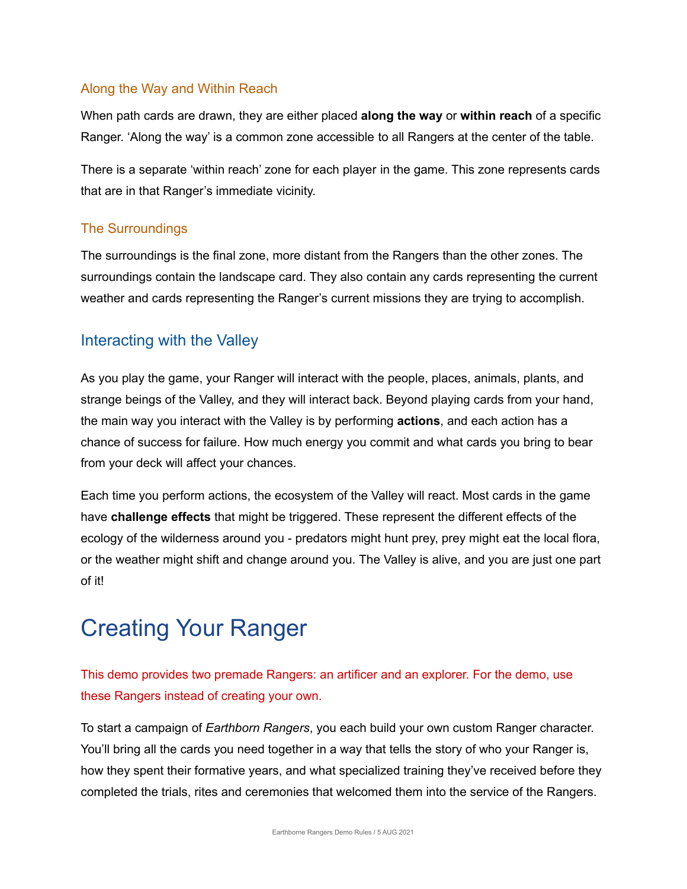### Along the Way and Within Reach

When path cards are drawn, they are either placed **along the way** or **within reach** of a specific Ranger. 'Along the way' is a common zone accessible to all Rangers at the center of the table.

There is a separate 'within reach' zone for each player in the game. This zone represents cards that are in that Ranger's immediate vicinity.

### The Surroundings

The surroundings is the final zone, more distant from the Rangers than the other zones. The surroundings contain the landscape card. They also contain any cards representing the current weather and cards representing the Ranger's current missions they are trying to accomplish.

## Interacting with the Valley

As you play the game, your Ranger will interact with the people, places, animals, plants, and strange beings of the Valley, and they will interact back. Beyond playing cards from your hand, the main way you interact with the Valley is by performing **actions**, and each action has a chance of success for failure. How much energy you commit and what cards you bring to bear from your deck will affect your chances.

Each time you perform actions, the ecosystem of the Valley will react. Most cards in the game have **challenge effects** that might be triggered. These represent the different effects of the ecology of the wilderness around you - predators might hunt prey, prey might eat the local flora, or the weather might shift and change around you. The Valley is alive, and you are just one part of it!

# Creating Your Ranger

This demo provides two premade Rangers: an artificer and an explorer. For the demo, use these Rangers instead of creating your own.

To start a campaign of *Earthborn Rangers*, you each build your own custom Ranger character. You'll bring all the cards you need together in a way that tells the story of who your Ranger is, how they spent their formative years, and what specialized training they've received before they completed the trials, rites and ceremonies that welcomed them into the service of the Rangers.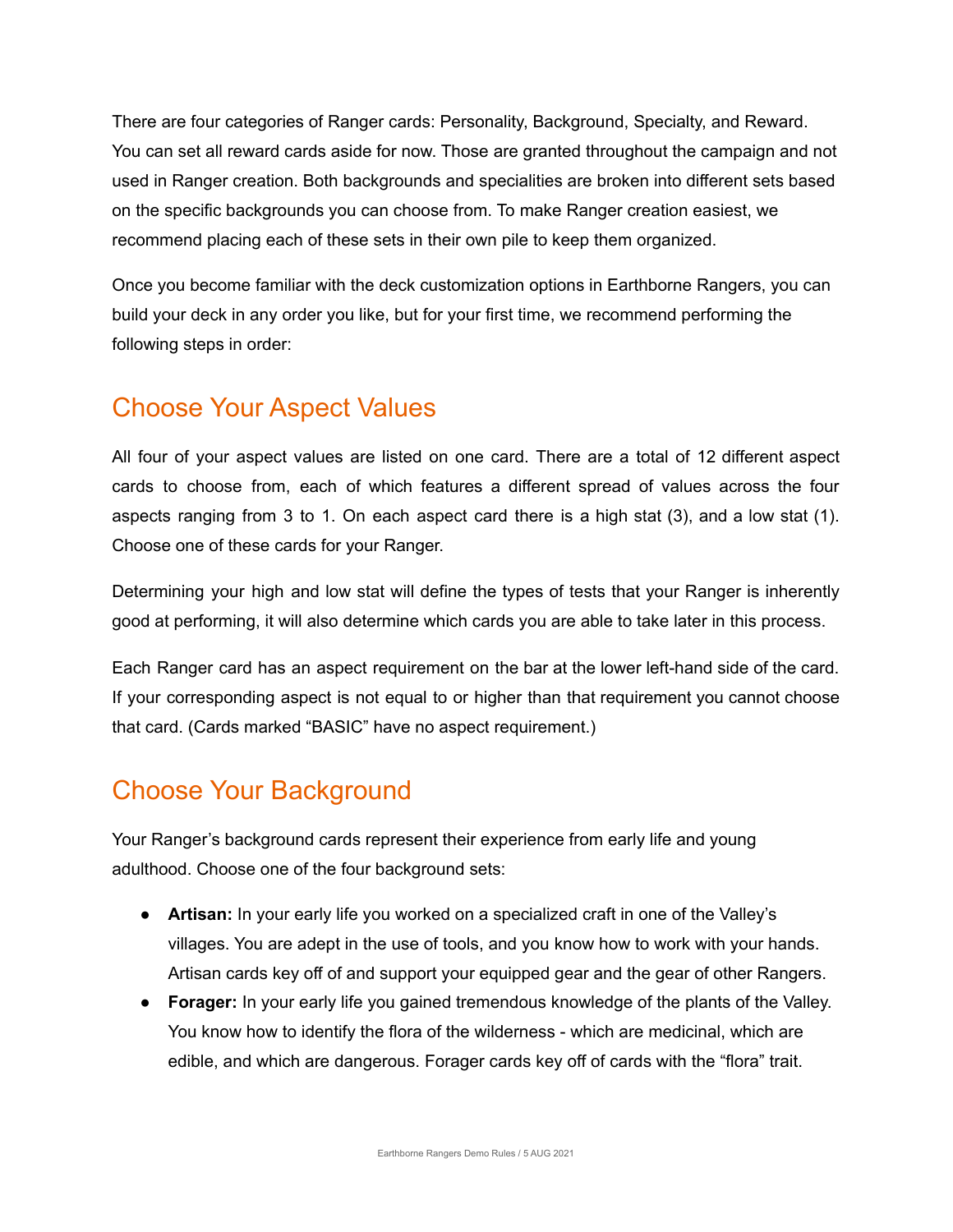There are four categories of Ranger cards: Personality, Background, Specialty, and Reward. You can set all reward cards aside for now. Those are granted throughout the campaign and not used in Ranger creation. Both backgrounds and specialities are broken into different sets based on the specific backgrounds you can choose from. To make Ranger creation easiest, we recommend placing each of these sets in their own pile to keep them organized.

Once you become familiar with the deck customization options in Earthborne Rangers, you can build your deck in any order you like, but for your first time, we recommend performing the following steps in order:

## Choose Your Aspect Values

All four of your aspect values are listed on one card. There are a total of 12 different aspect cards to choose from, each of which features a different spread of values across the four aspects ranging from 3 to 1. On each aspect card there is a high stat (3), and a low stat (1). Choose one of these cards for your Ranger.

Determining your high and low stat will define the types of tests that your Ranger is inherently good at performing, it will also determine which cards you are able to take later in this process.

Each Ranger card has an aspect requirement on the bar at the lower left-hand side of the card. If your corresponding aspect is not equal to or higher than that requirement you cannot choose that card. (Cards marked "BASIC" have no aspect requirement.)

## Choose Your Background

Your Ranger's background cards represent their experience from early life and young adulthood. Choose one of the four background sets:

- **Artisan:** In your early life you worked on a specialized craft in one of the Valley's villages. You are adept in the use of tools, and you know how to work with your hands. Artisan cards key off of and support your equipped gear and the gear of other Rangers.
- **Forager:** In your early life you gained tremendous knowledge of the plants of the Valley. You know how to identify the flora of the wilderness - which are medicinal, which are edible, and which are dangerous. Forager cards key off of cards with the "flora" trait.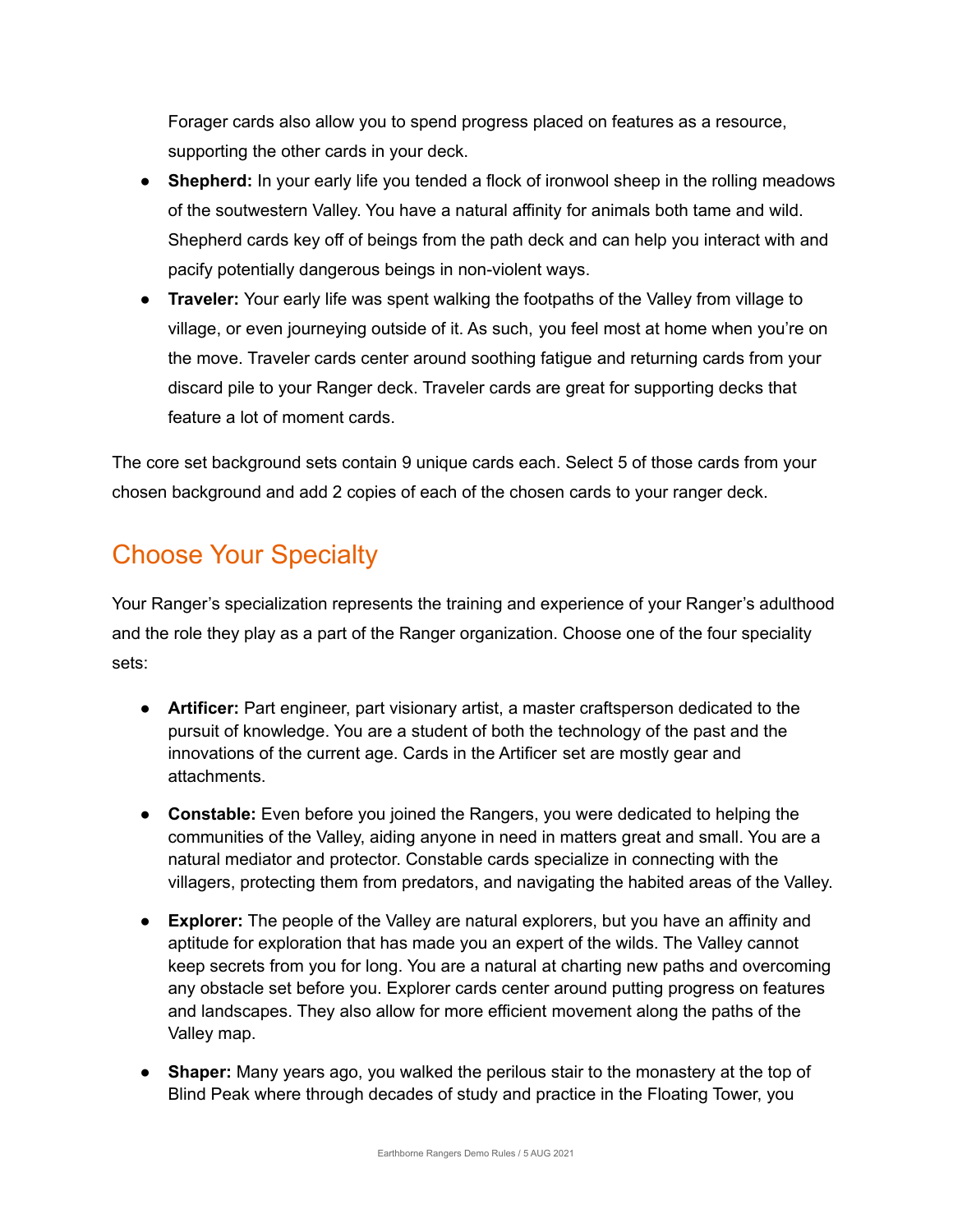Forager cards also allow you to spend progress placed on features as a resource, supporting the other cards in your deck.

- **Shepherd:** In your early life you tended a flock of ironwool sheep in the rolling meadows of the southwestern Valley. You have a natural affinity for animals both tame and wild. Shepherd cards key off of beings from the path deck and can help you interact with and pacify potentially dangerous beings in non-violent ways.
- **Traveler:** Your early life was spent walking the footpaths of the Valley from village to village, or even journeying outside of it. As such, you feel most at home when you're on the move. Traveler cards center around soothing fatigue and returning cards from your discard pile to your Ranger deck. Traveler cards are great for supporting decks that feature a lot of moment cards.

The core set background sets contain 9 unique cards each. Select 5 of those cards from your chosen background and add 2 copies of each of the chosen cards to your ranger deck.

## Choose Your Specialty

Your Ranger's specialization represents the training and experience of your Ranger's adulthood and the role they play as a part of the Ranger organization. Choose one of the four speciality sets:

- **Artificer:** Part engineer, part visionary artist, a master craftsperson dedicated to the pursuit of knowledge. You are a student of both the technology of the past and the innovations of the current age. Cards in the Artificer set are mostly gear and attachments.
- **Constable:** Even before you joined the Rangers, you were dedicated to helping the communities of the Valley, aiding anyone in need in matters great and small. You are a natural mediator and protector. Constable cards specialize in connecting with the villagers, protecting them from predators, and navigating the habited areas of the Valley.
- **Explorer:** The people of the Valley are natural explorers, but you have an affinity and aptitude for exploration that has made you an expert of the wilds. The Valley cannot keep secrets from you for long. You are a natural at charting new paths and overcoming any obstacle set before you. Explorer cards center around putting progress on features and landscapes. They also allow for more efficient movement along the paths of the Valley map.
- **Shaper:** Many years ago, you walked the perilous stair to the monastery at the top of Blind Peak where through decades of study and practice in the Floating Tower, you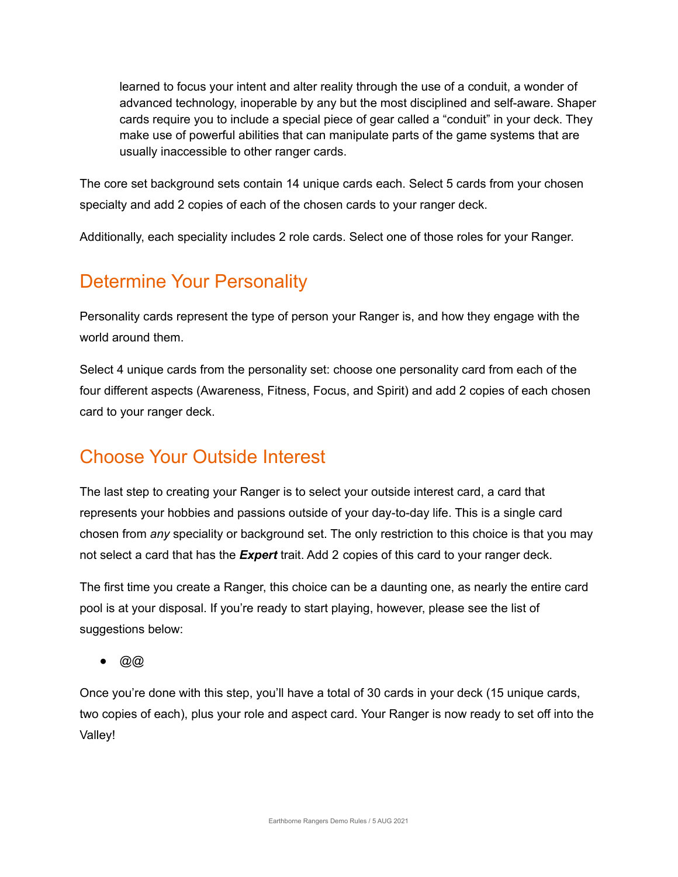learned to focus your intent and alter reality through the use of a conduit, a wonder of advanced technology, inoperable by any but the most disciplined and self-aware. Shaper cards require you to include a special piece of gear called a "conduit" in your deck. They make use of powerful abilities that can manipulate parts of the game systems that are usually inaccessible to other ranger cards.

The core set background sets contain 14 unique cards each. Select 5 cards from your chosen specialty and add 2 copies of each of the chosen cards to your ranger deck.

Additionally, each speciality includes 2 role cards. Select one of those roles for your Ranger.

## Determine Your Personality

Personality cards represent the type of person your Ranger is, and how they engage with the world around them.

Select 4 unique cards from the personality set: choose one personality card from each of the four different aspects (Awareness, Fitness, Focus, and Spirit) and add 2 copies of each chosen card to your ranger deck.

## Choose Your Outside Interest

The last step to creating your Ranger is to select your outside interest card, a card that represents your hobbies and passions outside of your day-to-day life. This is a single card chosen from *any* speciality or background set. The only restriction to this choice is that you may not select a card that has the ***Expert*** trait. Add 2 copies of this card to your ranger deck.

The first time you create a Ranger, this choice can be a daunting one, as nearly the entire card pool is at your disposal. If you're ready to start playing, however, please see the list of suggestions below:

- @@

Once you're done with this step, you'll have a total of 30 cards in your deck (15 unique cards, two copies of each), plus your role and aspect card. Your Ranger is now ready to set off into the Valley!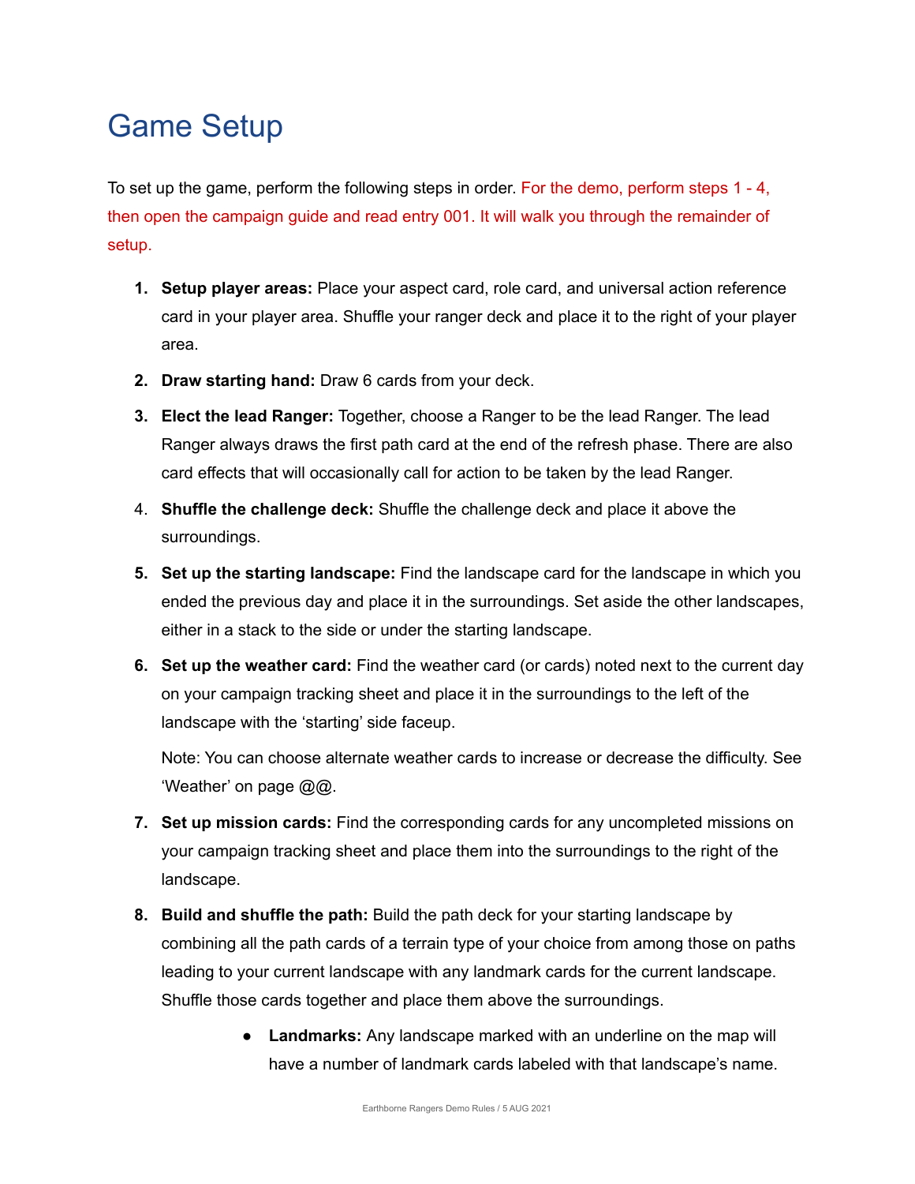# Game Setup

To set up the game, perform the following steps in order. For the demo, perform steps 1 - 4, then open the campaign guide and read entry 001. It will walk you through the remainder of setup.

1. **Setup player areas:** Place your aspect card, role card, and universal action reference card in your player area. Shuffle your ranger deck and place it to the right of your player area.
2. **Draw starting hand:** Draw 6 cards from your deck.
3. **Elect the lead Ranger:** Together, choose a Ranger to be the lead Ranger. The lead Ranger always draws the first path card at the end of the refresh phase. There are also card effects that will occasionally call for action to be taken by the lead Ranger.
4. **Shuffle the challenge deck:** Shuffle the challenge deck and place it above the surroundings.
5. **Set up the starting landscape:** Find the landscape card for the landscape in which you ended the previous day and place it in the surroundings. Set aside the other landscapes, either in a stack to the side or under the starting landscape.
6. **Set up the weather card:** Find the weather card (or cards) noted next to the current day on your campaign tracking sheet and place it in the surroundings to the left of the landscape with the 'starting' side faceup.

   Note: You can choose alternate weather cards to increase or decrease the difficulty. See 'Weather' on page @@.
7. **Set up mission cards:** Find the corresponding cards for any uncompleted missions on your campaign tracking sheet and place them into the surroundings to the right of the landscape.
8. **Build and shuffle the path:** Build the path deck for your starting landscape by combining all the path cards of a terrain type of your choice from among those on paths leading to your current landscape with any landmark cards for the current landscape. Shuffle those cards together and place them above the surroundings.
   - **Landmarks:** Any landscape marked with an underline on the map will have a number of landmark cards labeled with that landscape's name.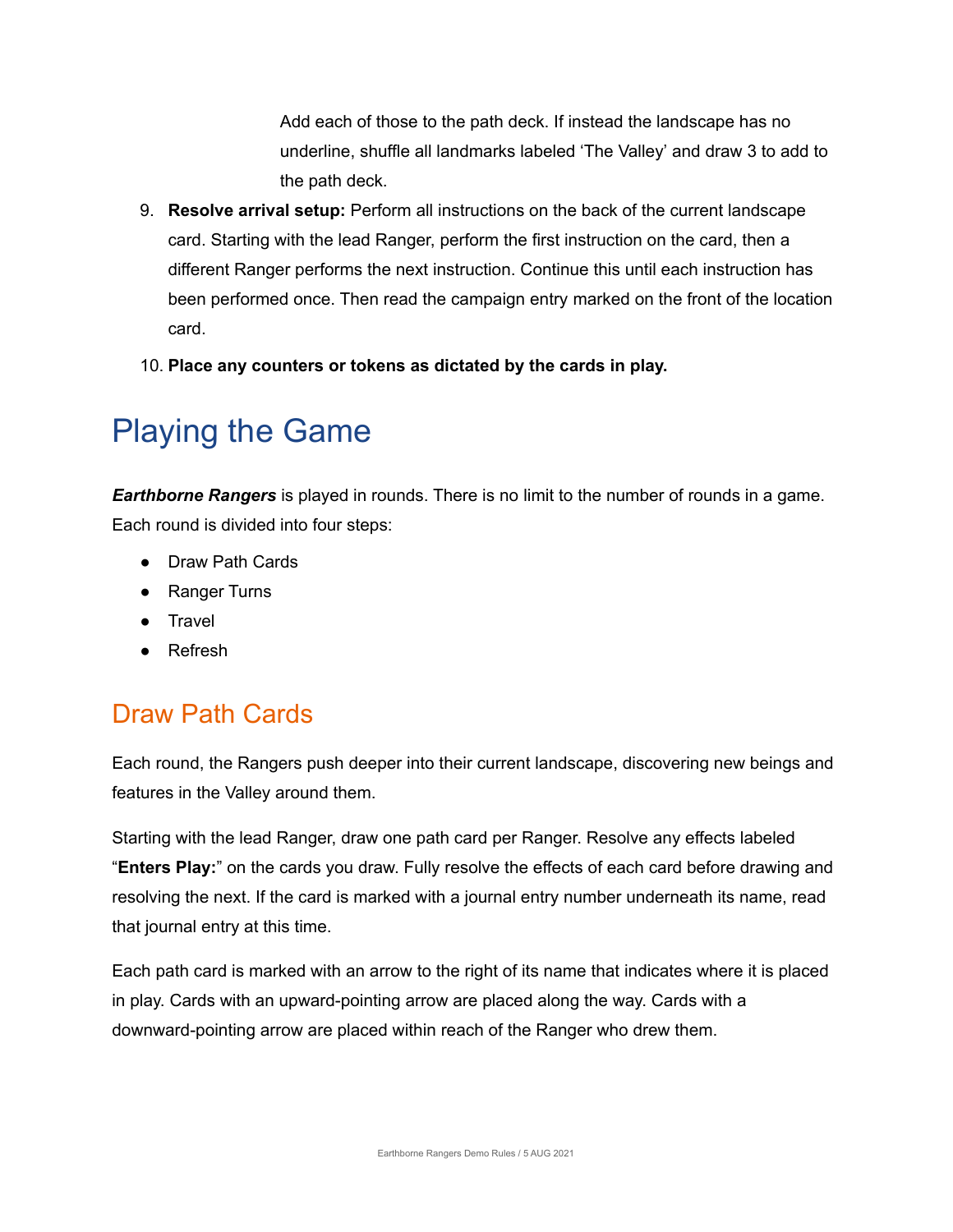Add each of those to the path deck. If instead the landscape has no underline, shuffle all landmarks labeled 'The Valley' and draw 3 to add to the path deck.

9. **Resolve arrival setup:** Perform all instructions on the back of the current landscape card. Starting with the lead Ranger, perform the first instruction on the card, then a different Ranger performs the next instruction. Continue this until each instruction has been performed once. Then read the campaign entry marked on the front of the location card.
10. **Place any counters or tokens as dictated by the cards in play.**

# Playing the Game

***Earthborne Rangers*** is played in rounds. There is no limit to the number of rounds in a game. Each round is divided into four steps:

- Draw Path Cards
- Ranger Turns
- Travel
- Refresh

## Draw Path Cards

Each round, the Rangers push deeper into their current landscape, discovering new beings and features in the Valley around them.

Starting with the lead Ranger, draw one path card per Ranger. Resolve any effects labeled "**Enters Play:**" on the cards you draw. Fully resolve the effects of each card before drawing and resolving the next. If the card is marked with a journal entry number underneath its name, read that journal entry at this time.

Each path card is marked with an arrow to the right of its name that indicates where it is placed in play. Cards with an upward-pointing arrow are placed along the way. Cards with a downward-pointing arrow are placed within reach of the Ranger who drew them.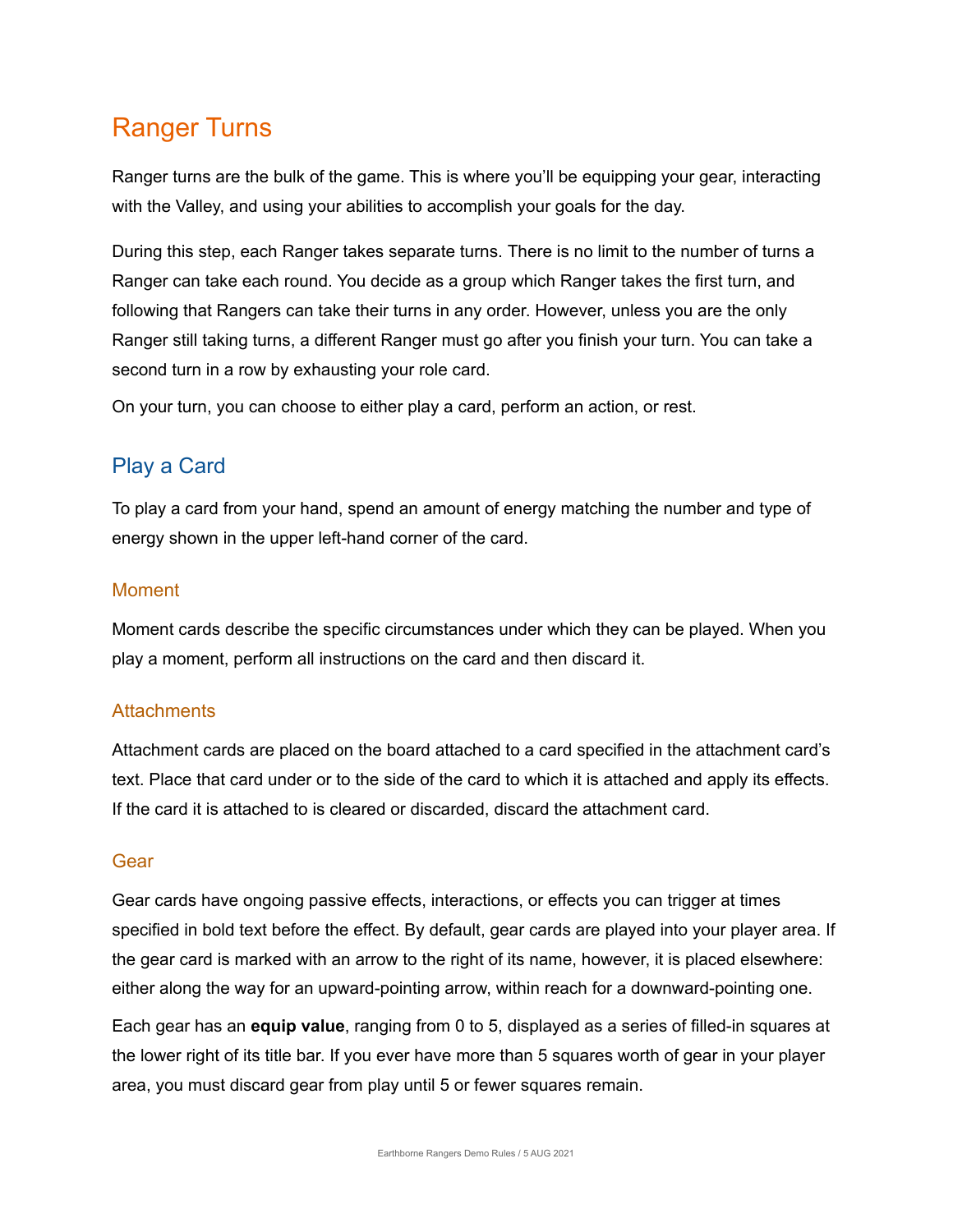# Ranger Turns

Ranger turns are the bulk of the game. This is where you'll be equipping your gear, interacting with the Valley, and using your abilities to accomplish your goals for the day.

During this step, each Ranger takes separate turns. There is no limit to the number of turns a Ranger can take each round. You decide as a group which Ranger takes the first turn, and following that Rangers can take their turns in any order. However, unless you are the only Ranger still taking turns, a different Ranger must go after you finish your turn. You can take a second turn in a row by exhausting your role card.

On your turn, you can choose to either play a card, perform an action, or rest.

## Play a Card

To play a card from your hand, spend an amount of energy matching the number and type of energy shown in the upper left-hand corner of the card.

### Moment

Moment cards describe the specific circumstances under which they can be played. When you play a moment, perform all instructions on the card and then discard it.

### Attachments

Attachment cards are placed on the board attached to a card specified in the attachment card's text. Place that card under or to the side of the card to which it is attached and apply its effects. If the card it is attached to is cleared or discarded, discard the attachment card.

### Gear

Gear cards have ongoing passive effects, interactions, or effects you can trigger at times specified in bold text before the effect. By default, gear cards are played into your player area. If the gear card is marked with an arrow to the right of its name, however, it is placed elsewhere: either along the way for an upward-pointing arrow, within reach for a downward-pointing one.

Each gear has an **equip value**, ranging from 0 to 5, displayed as a series of filled-in squares at the lower right of its title bar. If you ever have more than 5 squares worth of gear in your player area, you must discard gear from play until 5 or fewer squares remain.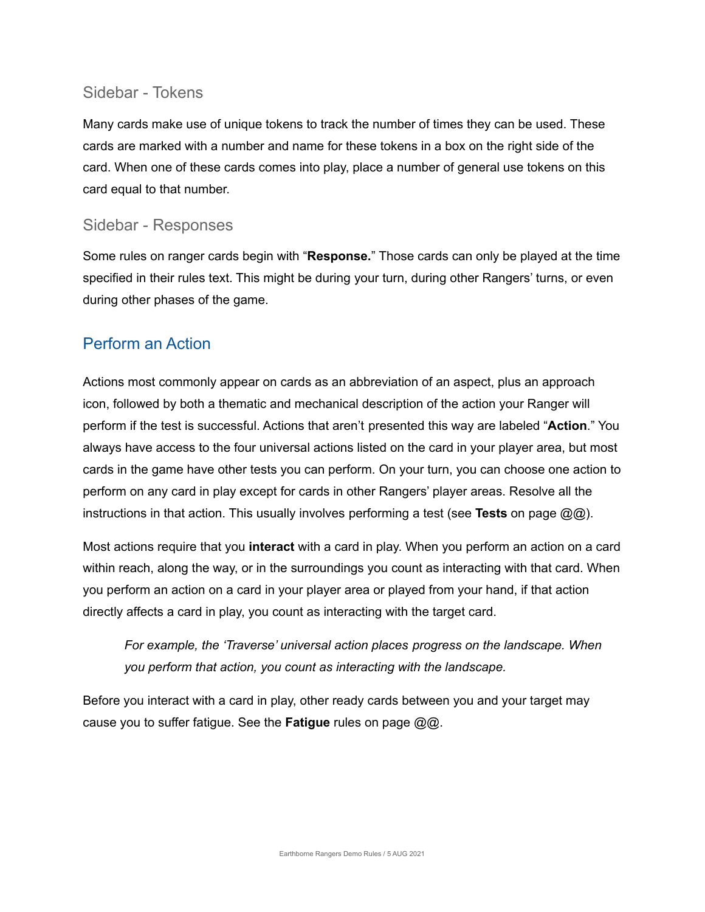### Sidebar - Tokens

Many cards make use of unique tokens to track the number of times they can be used. These cards are marked with a number and name for these tokens in a box on the right side of the card. When one of these cards comes into play, place a number of general use tokens on this card equal to that number.

### Sidebar - Responses

Some rules on ranger cards begin with "**Response.**" Those cards can only be played at the time specified in their rules text. This might be during your turn, during other Rangers' turns, or even during other phases of the game.

## Perform an Action

Actions most commonly appear on cards as an abbreviation of an aspect, plus an approach icon, followed by both a thematic and mechanical description of the action your Ranger will perform if the test is successful. Actions that aren't presented this way are labeled "**Action**." You always have access to the four universal actions listed on the card in your player area, but most cards in the game have other tests you can perform. On your turn, you can choose one action to perform on any card in play except for cards in other Rangers' player areas. Resolve all the instructions in that action. This usually involves performing a test (see **Tests** on page @@).

Most actions require that you **interact** with a card in play. When you perform an action on a card within reach, along the way, or in the surroundings you count as interacting with that card. When you perform an action on a card in your player area or played from your hand, if that action directly affects a card in play, you count as interacting with the target card.

> *For example, the 'Traverse' universal action places progress on the landscape. When you perform that action, you count as interacting with the landscape.*

Before you interact with a card in play, other ready cards between you and your target may cause you to suffer fatigue. See the **Fatigue** rules on page @@.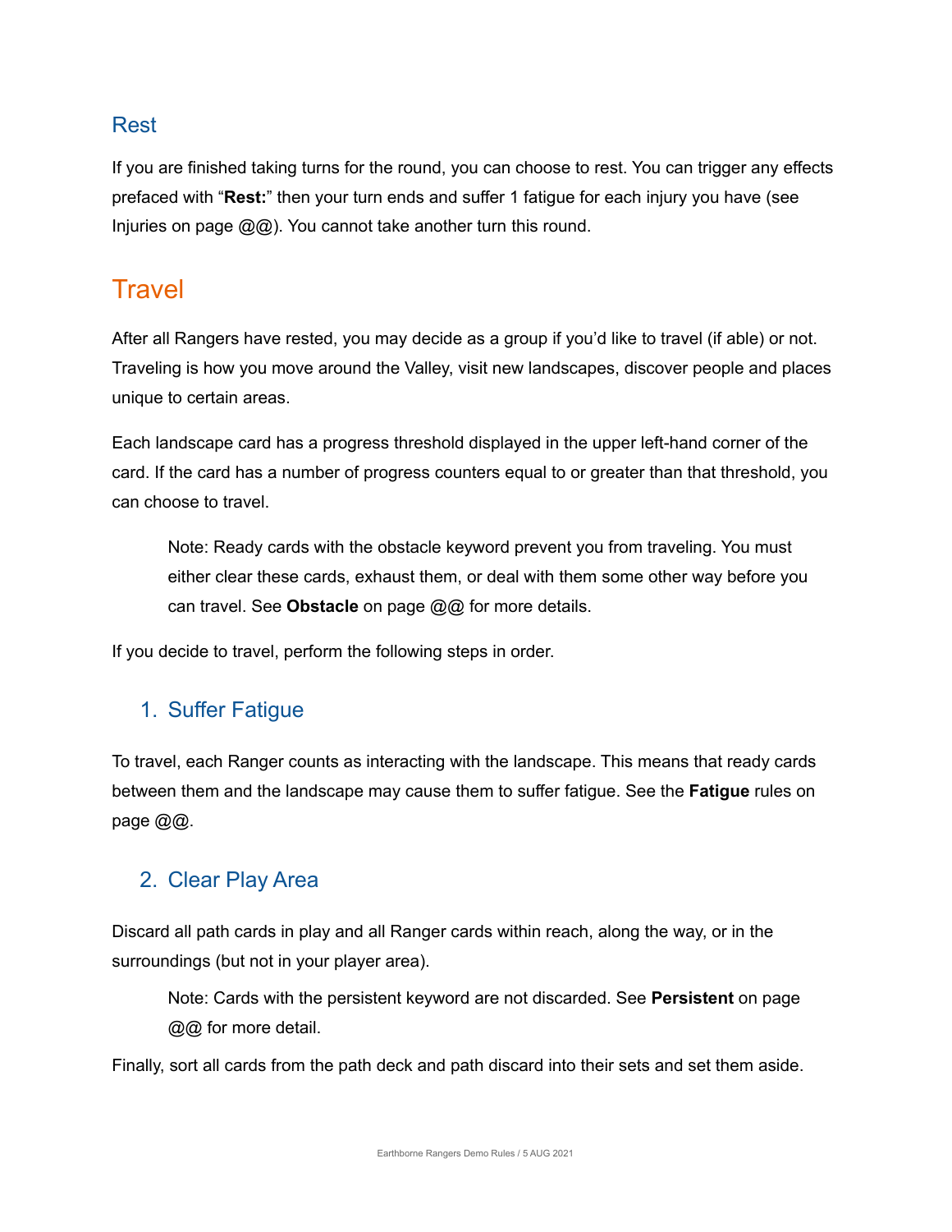### Rest

If you are finished taking turns for the round, you can choose to rest. You can trigger any effects prefaced with "**Rest:**" then your turn ends and suffer 1 fatigue for each injury you have (see Injuries on page @@). You cannot take another turn this round.

## Travel

After all Rangers have rested, you may decide as a group if you'd like to travel (if able) or not. Traveling is how you move around the Valley, visit new landscapes, discover people and places unique to certain areas.

Each landscape card has a progress threshold displayed in the upper left-hand corner of the card. If the card has a number of progress counters equal to or greater than that threshold, you can choose to travel.

> Note: Ready cards with the obstacle keyword prevent you from traveling. You must either clear these cards, exhaust them, or deal with them some other way before you can travel. See **Obstacle** on page @@ for more details.

If you decide to travel, perform the following steps in order.

### 1. Suffer Fatigue

To travel, each Ranger counts as interacting with the landscape. This means that ready cards between them and the landscape may cause them to suffer fatigue. See the **Fatigue** rules on page @@.

### 2. Clear Play Area

Discard all path cards in play and all Ranger cards within reach, along the way, or in the surroundings (but not in your player area).

> Note: Cards with the persistent keyword are not discarded. See **Persistent** on page @@ for more detail.

Finally, sort all cards from the path deck and path discard into their sets and set them aside.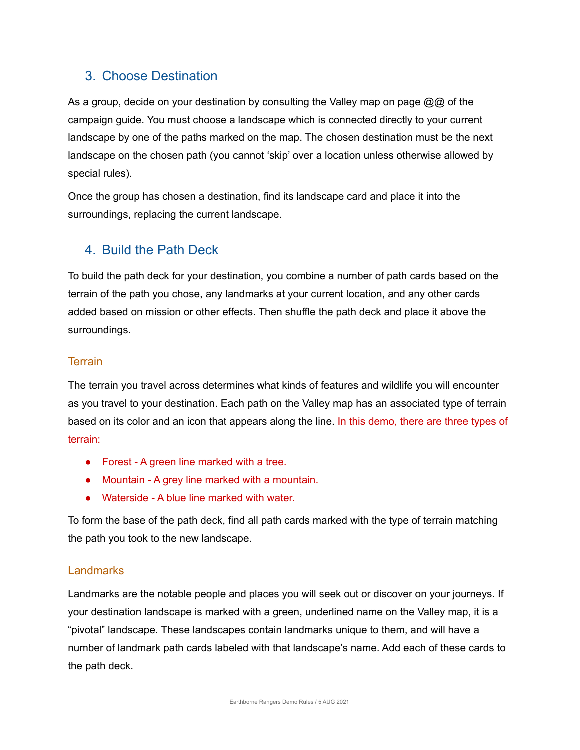## 3. Choose Destination

As a group, decide on your destination by consulting the Valley map on page @@ of the campaign guide. You must choose a landscape which is connected directly to your current landscape by one of the paths marked on the map. The chosen destination must be the next landscape on the chosen path (you cannot 'skip' over a location unless otherwise allowed by special rules).

Once the group has chosen a destination, find its landscape card and place it into the surroundings, replacing the current landscape.

## 4. Build the Path Deck

To build the path deck for your destination, you combine a number of path cards based on the terrain of the path you chose, any landmarks at your current location, and any other cards added based on mission or other effects. Then shuffle the path deck and place it above the surroundings.

### Terrain

The terrain you travel across determines what kinds of features and wildlife you will encounter as you travel to your destination. Each path on the Valley map has an associated type of terrain based on its color and an icon that appears along the line. In this demo, there are three types of terrain:

- Forest - A green line marked with a tree.
- Mountain - A grey line marked with a mountain.
- Waterside - A blue line marked with water.

To form the base of the path deck, find all path cards marked with the type of terrain matching the path you took to the new landscape.

### Landmarks

Landmarks are the notable people and places you will seek out or discover on your journeys. If your destination landscape is marked with a green, underlined name on the Valley map, it is a "pivotal" landscape. These landscapes contain landmarks unique to them, and will have a number of landmark path cards labeled with that landscape's name. Add each of these cards to the path deck.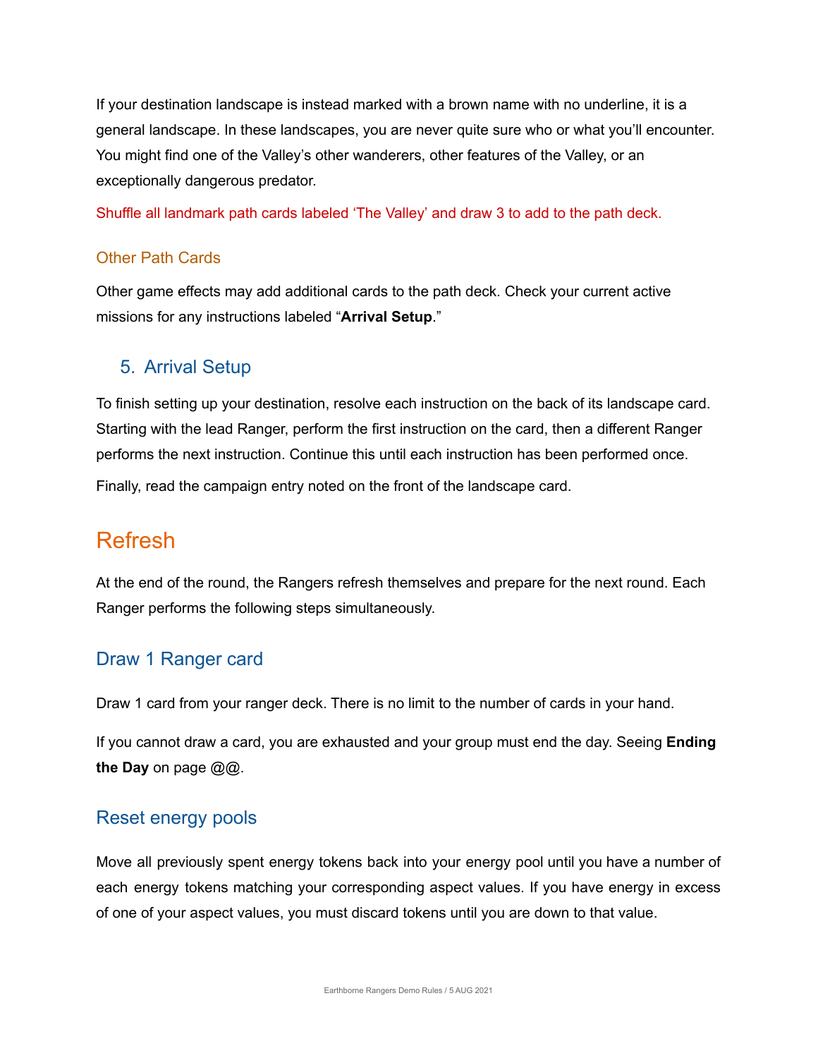If your destination landscape is instead marked with a brown name with no underline, it is a general landscape. In these landscapes, you are never quite sure who or what you'll encounter. You might find one of the Valley's other wanderers, other features of the Valley, or an exceptionally dangerous predator.

Shuffle all landmark path cards labeled 'The Valley' and draw 3 to add to the path deck.

### Other Path Cards

Other game effects may add additional cards to the path deck. Check your current active missions for any instructions labeled "**Arrival Setup**."

### 5. Arrival Setup

To finish setting up your destination, resolve each instruction on the back of its landscape card. Starting with the lead Ranger, perform the first instruction on the card, then a different Ranger performs the next instruction. Continue this until each instruction has been performed once.

Finally, read the campaign entry noted on the front of the landscape card.

## Refresh

At the end of the round, the Rangers refresh themselves and prepare for the next round. Each Ranger performs the following steps simultaneously.

### Draw 1 Ranger card

Draw 1 card from your ranger deck. There is no limit to the number of cards in your hand.

If you cannot draw a card, you are exhausted and your group must end the day. Seeing **Ending the Day** on page @@.

### Reset energy pools

Move all previously spent energy tokens back into your energy pool until you have a number of each energy tokens matching your corresponding aspect values. If you have energy in excess of one of your aspect values, you must discard tokens until you are down to that value.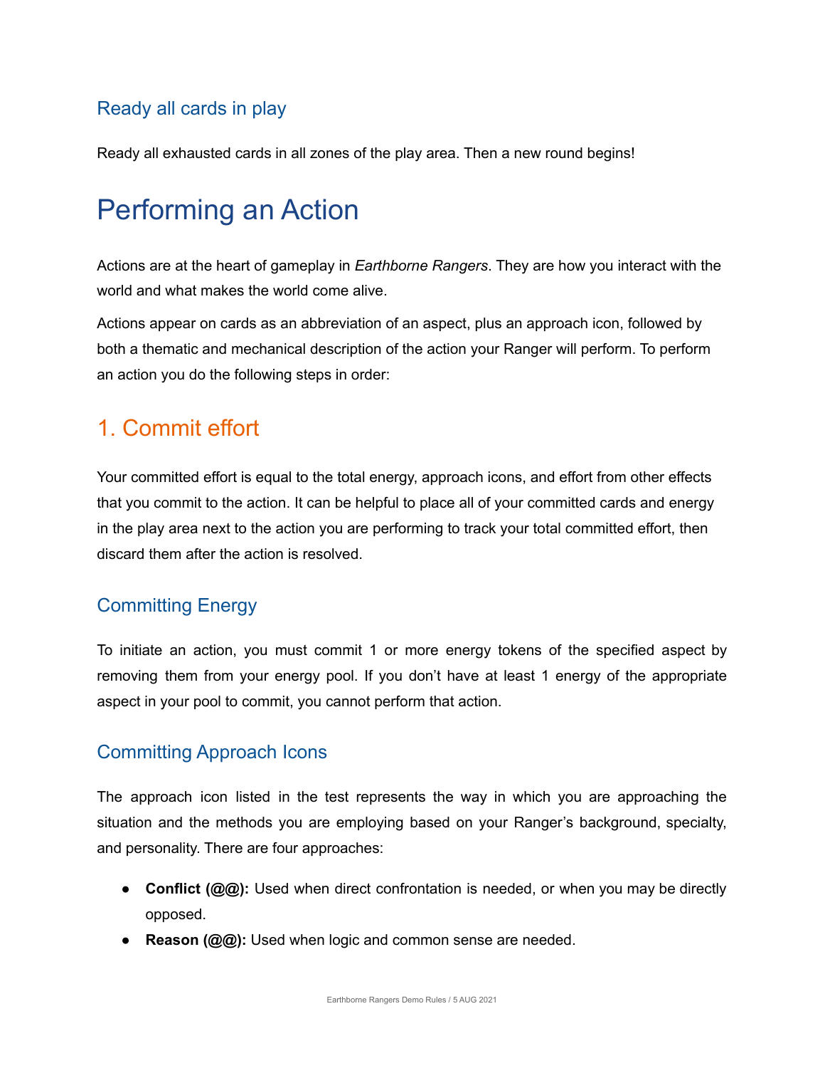### Ready all cards in play

Ready all exhausted cards in all zones of the play area. Then a new round begins!

# Performing an Action

Actions are at the heart of gameplay in *Earthborne Rangers*. They are how you interact with the world and what makes the world come alive.

Actions appear on cards as an abbreviation of an aspect, plus an approach icon, followed by both a thematic and mechanical description of the action your Ranger will perform. To perform an action you do the following steps in order:

## 1. Commit effort

Your committed effort is equal to the total energy, approach icons, and effort from other effects that you commit to the action. It can be helpful to place all of your committed cards and energy in the play area next to the action you are performing to track your total committed effort, then discard them after the action is resolved.

### Committing Energy

To initiate an action, you must commit 1 or more energy tokens of the specified aspect by removing them from your energy pool. If you don't have at least 1 energy of the appropriate aspect in your pool to commit, you cannot perform that action.

### Committing Approach Icons

The approach icon listed in the test represents the way in which you are approaching the situation and the methods you are employing based on your Ranger's background, specialty, and personality. There are four approaches:

- **Conflict (@@):** Used when direct confrontation is needed, or when you may be directly opposed.
- **Reason (@@):** Used when logic and common sense are needed.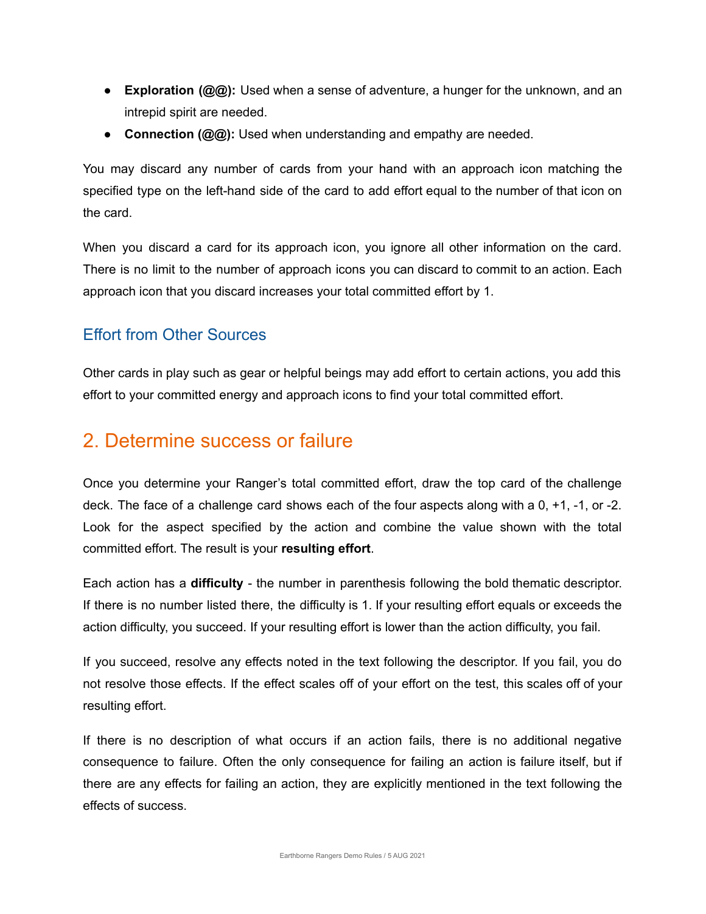- **Exploration (@@):** Used when a sense of adventure, a hunger for the unknown, and an intrepid spirit are needed.
- **Connection (@@):** Used when understanding and empathy are needed.

You may discard any number of cards from your hand with an approach icon matching the specified type on the left-hand side of the card to add effort equal to the number of that icon on the card.

When you discard a card for its approach icon, you ignore all other information on the card. There is no limit to the number of approach icons you can discard to commit to an action. Each approach icon that you discard increases your total committed effort by 1.

### Effort from Other Sources

Other cards in play such as gear or helpful beings may add effort to certain actions, you add this effort to your committed energy and approach icons to find your total committed effort.

## 2. Determine success or failure

Once you determine your Ranger's total committed effort, draw the top card of the challenge deck. The face of a challenge card shows each of the four aspects along with a 0, +1, -1, or -2. Look for the aspect specified by the action and combine the value shown with the total committed effort. The result is your **resulting effort**.

Each action has a **difficulty** - the number in parenthesis following the bold thematic descriptor. If there is no number listed there, the difficulty is 1. If your resulting effort equals or exceeds the action difficulty, you succeed. If your resulting effort is lower than the action difficulty, you fail.

If you succeed, resolve any effects noted in the text following the descriptor. If you fail, you do not resolve those effects. If the effect scales off of your effort on the test, this scales off of your resulting effort.

If there is no description of what occurs if an action fails, there is no additional negative consequence to failure. Often the only consequence for failing an action is failure itself, but if there are any effects for failing an action, they are explicitly mentioned in the text following the effects of success.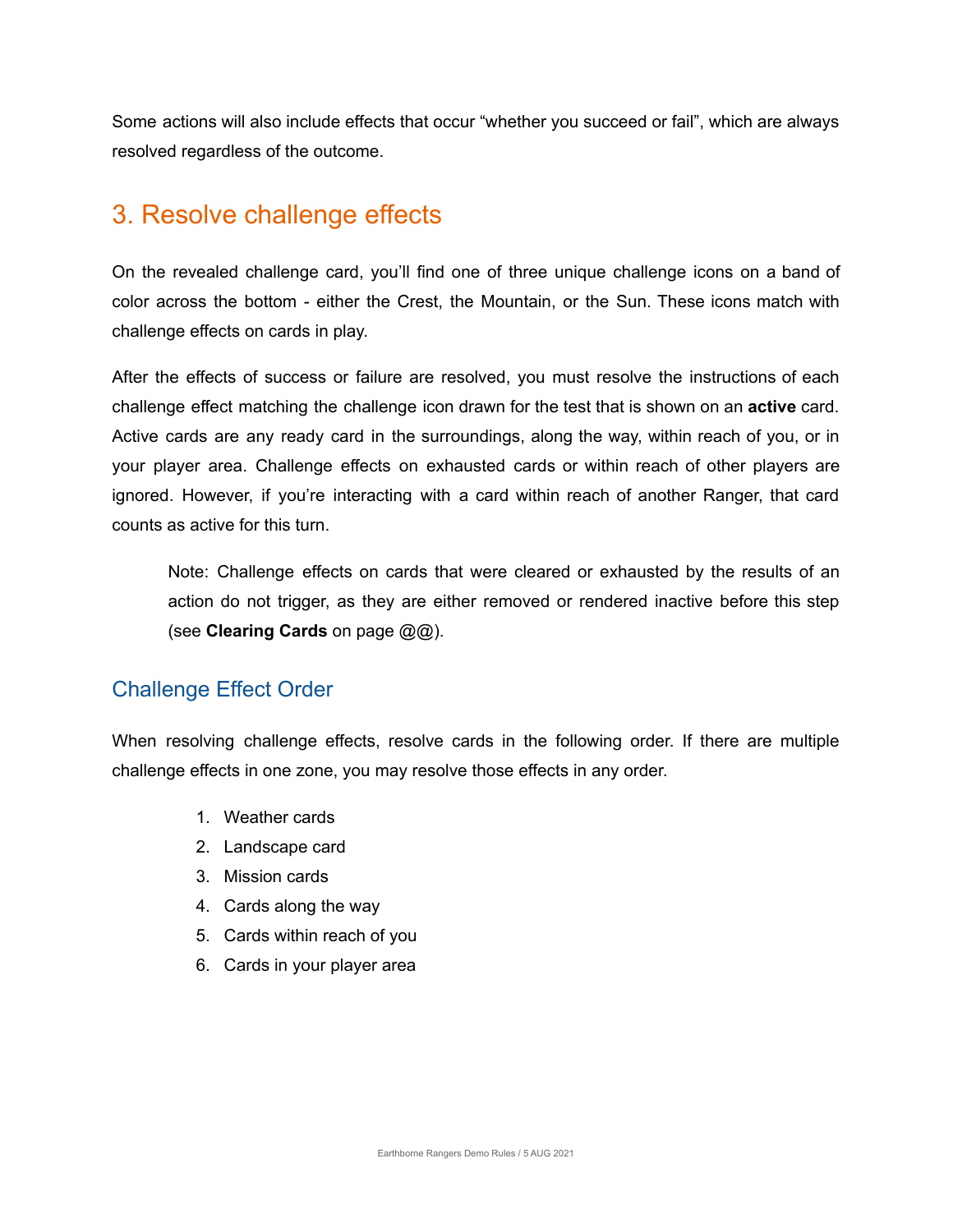Some actions will also include effects that occur “whether you succeed or fail”, which are always resolved regardless of the outcome.

## 3. Resolve challenge effects

On the revealed challenge card, you’ll find one of three unique challenge icons on a band of color across the bottom - either the Crest, the Mountain, or the Sun. These icons match with challenge effects on cards in play.

After the effects of success or failure are resolved, you must resolve the instructions of each challenge effect matching the challenge icon drawn for the test that is shown on an **active** card. Active cards are any ready card in the surroundings, along the way, within reach of you, or in your player area. Challenge effects on exhausted cards or within reach of other players are ignored. However, if you’re interacting with a card within reach of another Ranger, that card counts as active for this turn.

> Note: Challenge effects on cards that were cleared or exhausted by the results of an action do not trigger, as they are either removed or rendered inactive before this step (see **Clearing Cards** on page @@).

### Challenge Effect Order

When resolving challenge effects, resolve cards in the following order. If there are multiple challenge effects in one zone, you may resolve those effects in any order.

1. Weather cards
2. Landscape card
3. Mission cards
4. Cards along the way
5. Cards within reach of you
6. Cards in your player area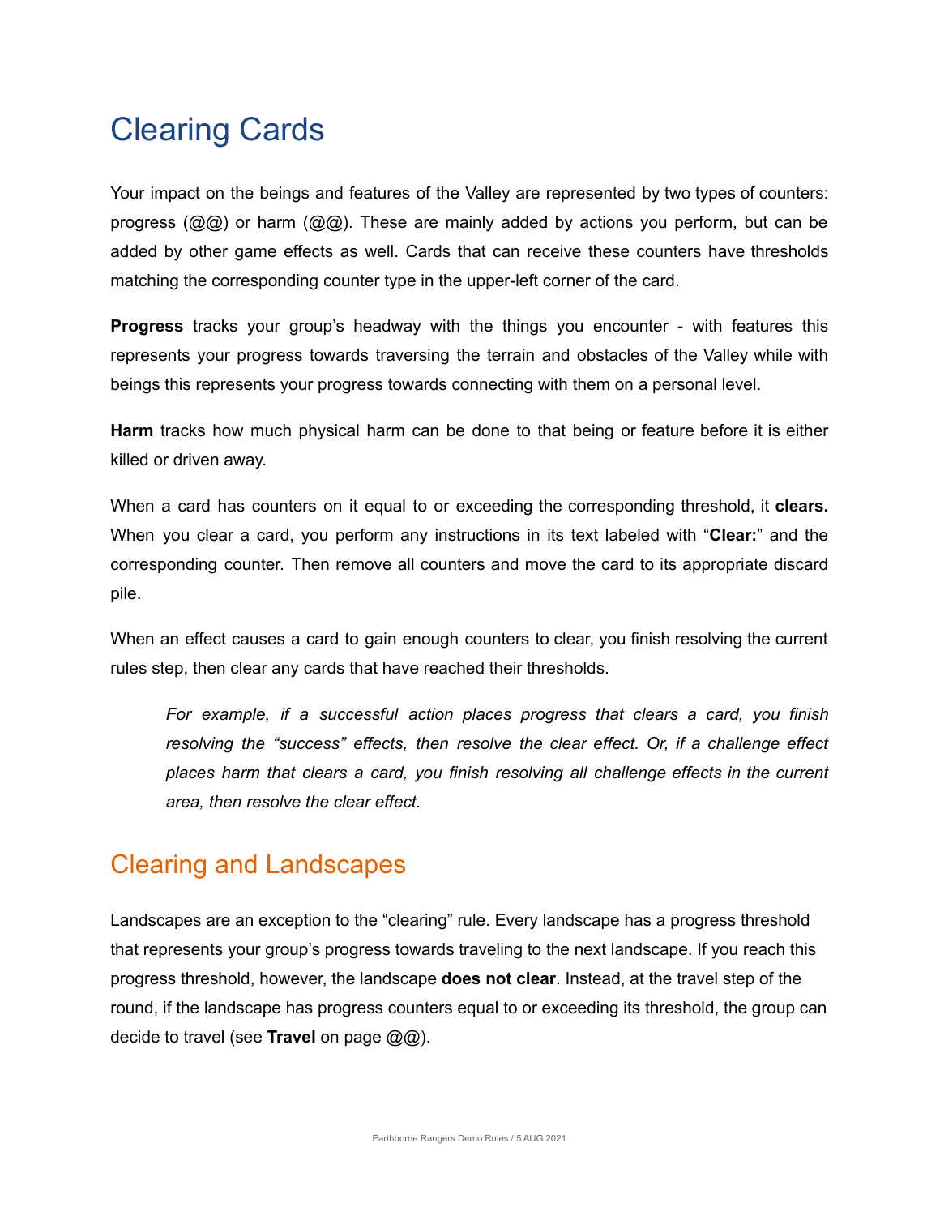# Clearing Cards

Your impact on the beings and features of the Valley are represented by two types of counters: progress (@@) or harm (@@). These are mainly added by actions you perform, but can be added by other game effects as well. Cards that can receive these counters have thresholds matching the corresponding counter type in the upper-left corner of the card.

**Progress** tracks your group's headway with the things you encounter - with features this represents your progress towards traversing the terrain and obstacles of the Valley while with beings this represents your progress towards connecting with them on a personal level.

**Harm** tracks how much physical harm can be done to that being or feature before it is either killed or driven away.

When a card has counters on it equal to or exceeding the corresponding threshold, it **clears.** When you clear a card, you perform any instructions in its text labeled with "**Clear:**" and the corresponding counter. Then remove all counters and move the card to its appropriate discard pile.

When an effect causes a card to gain enough counters to clear, you finish resolving the current rules step, then clear any cards that have reached their thresholds.

> *For example, if a successful action places progress that clears a card, you finish resolving the "success" effects, then resolve the clear effect. Or, if a challenge effect places harm that clears a card, you finish resolving all challenge effects in the current area, then resolve the clear effect.*

## Clearing and Landscapes

Landscapes are an exception to the "clearing" rule. Every landscape has a progress threshold that represents your group's progress towards traveling to the next landscape. If you reach this progress threshold, however, the landscape **does not clear**. Instead, at the travel step of the round, if the landscape has progress counters equal to or exceeding its threshold, the group can decide to travel (see **Travel** on page @@).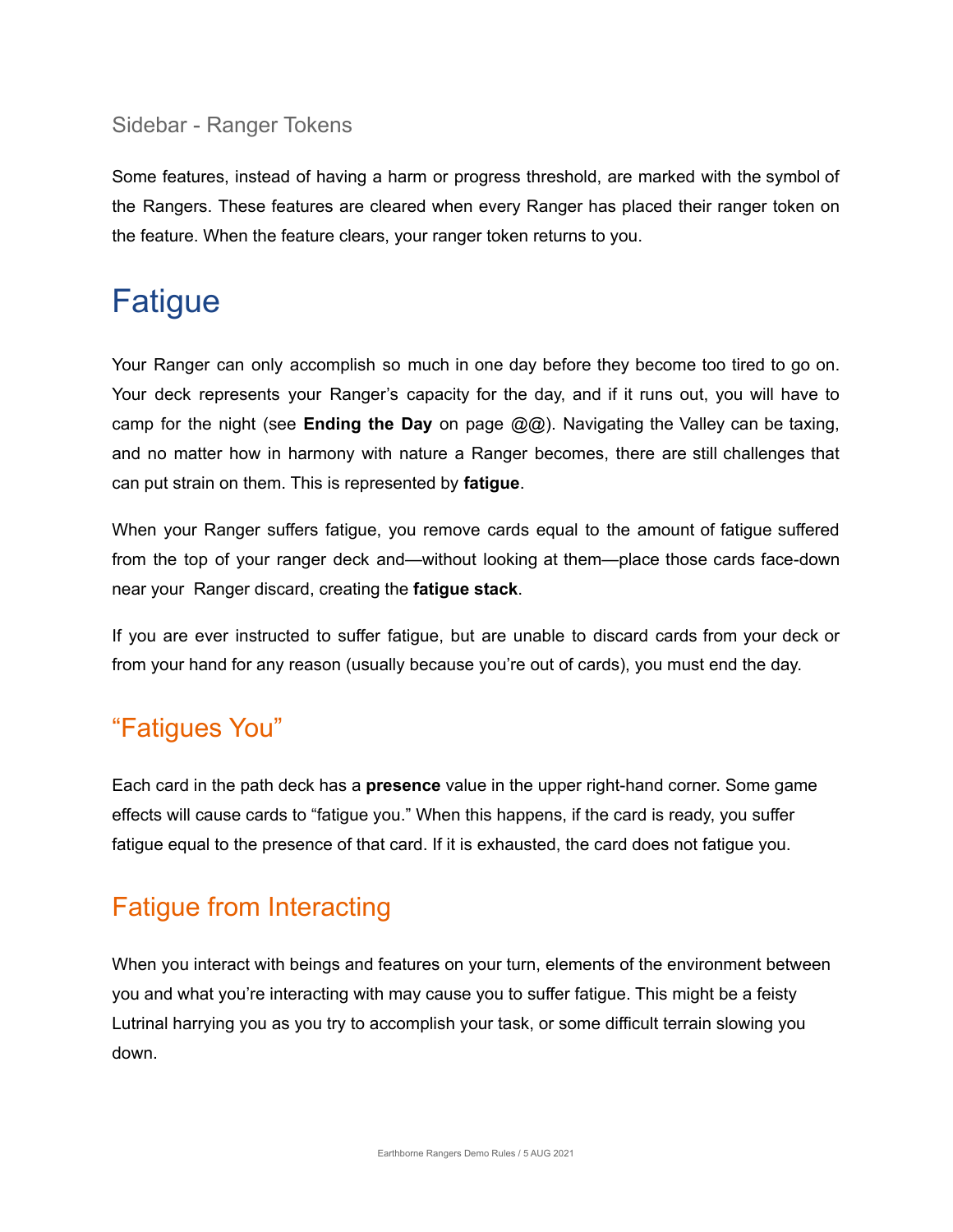### Sidebar - Ranger Tokens

Some features, instead of having a harm or progress threshold, are marked with the symbol of the Rangers. These features are cleared when every Ranger has placed their ranger token on the feature. When the feature clears, your ranger token returns to you.

# Fatigue

Your Ranger can only accomplish so much in one day before they become too tired to go on. Your deck represents your Ranger's capacity for the day, and if it runs out, you will have to camp for the night (see **Ending the Day** on page @@). Navigating the Valley can be taxing, and no matter how in harmony with nature a Ranger becomes, there are still challenges that can put strain on them. This is represented by **fatigue**.

When your Ranger suffers fatigue, you remove cards equal to the amount of fatigue suffered from the top of your ranger deck and—without looking at them—place those cards face-down near your Ranger discard, creating the **fatigue stack**.

If you are ever instructed to suffer fatigue, but are unable to discard cards from your deck or from your hand for any reason (usually because you're out of cards), you must end the day.

## "Fatigues You"

Each card in the path deck has a **presence** value in the upper right-hand corner. Some game effects will cause cards to "fatigue you." When this happens, if the card is ready, you suffer fatigue equal to the presence of that card. If it is exhausted, the card does not fatigue you.

## Fatigue from Interacting

When you interact with beings and features on your turn, elements of the environment between you and what you're interacting with may cause you to suffer fatigue. This might be a feisty Lutrinal harrying you as you try to accomplish your task, or some difficult terrain slowing you down.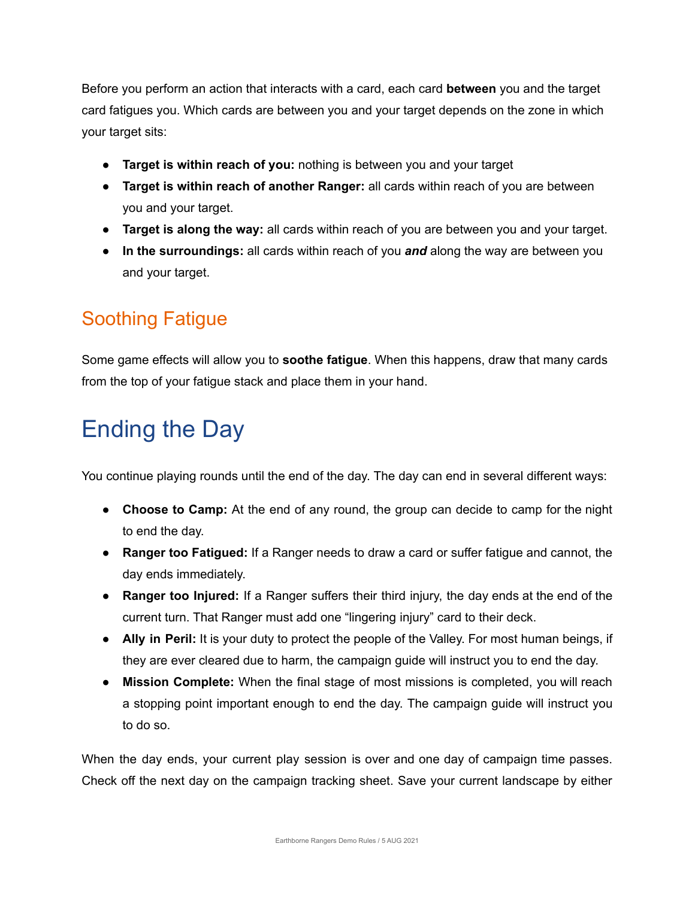Before you perform an action that interacts with a card, each card **between** you and the target card fatigues you. Which cards are between you and your target depends on the zone in which your target sits:

- **Target is within reach of you:** nothing is between you and your target
- **Target is within reach of another Ranger:** all cards within reach of you are between you and your target.
- **Target is along the way:** all cards within reach of you are between you and your target.
- **In the surroundings:** all cards within reach of you ***and*** along the way are between you and your target.

## Soothing Fatigue

Some game effects will allow you to **soothe fatigue**. When this happens, draw that many cards from the top of your fatigue stack and place them in your hand.

# Ending the Day

You continue playing rounds until the end of the day. The day can end in several different ways:

- **Choose to Camp:** At the end of any round, the group can decide to camp for the night to end the day.
- **Ranger too Fatigued:** If a Ranger needs to draw a card or suffer fatigue and cannot, the day ends immediately.
- **Ranger too Injured:** If a Ranger suffers their third injury, the day ends at the end of the current turn. That Ranger must add one "lingering injury" card to their deck.
- **Ally in Peril:** It is your duty to protect the people of the Valley. For most human beings, if they are ever cleared due to harm, the campaign guide will instruct you to end the day.
- **Mission Complete:** When the final stage of most missions is completed, you will reach a stopping point important enough to end the day. The campaign guide will instruct you to do so.

When the day ends, your current play session is over and one day of campaign time passes. Check off the next day on the campaign tracking sheet. Save your current landscape by either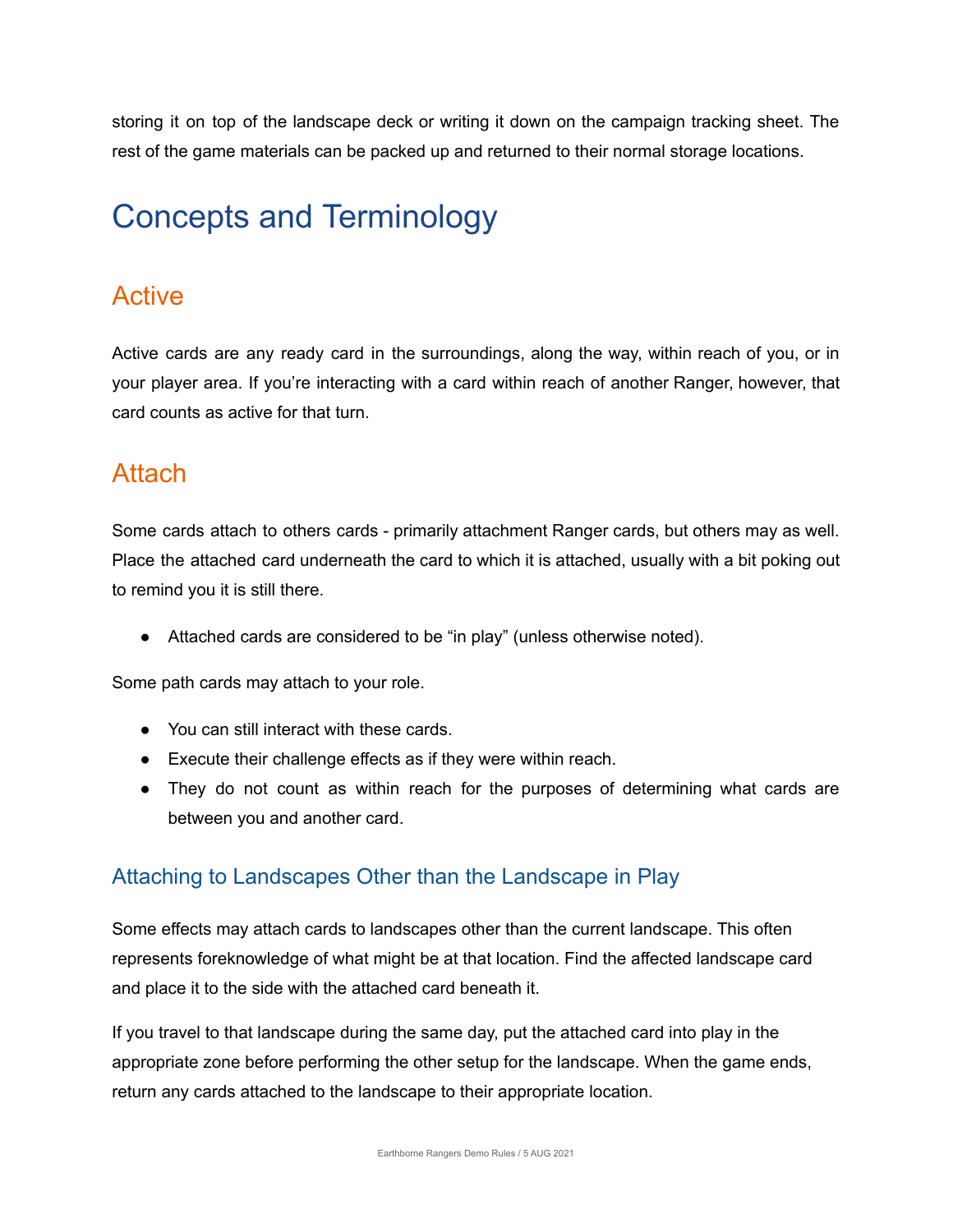storing it on top of the landscape deck or writing it down on the campaign tracking sheet. The rest of the game materials can be packed up and returned to their normal storage locations.

# Concepts and Terminology

## Active

Active cards are any ready card in the surroundings, along the way, within reach of you, or in your player area. If you're interacting with a card within reach of another Ranger, however, that card counts as active for that turn.

## Attach

Some cards attach to others cards - primarily attachment Ranger cards, but others may as well. Place the attached card underneath the card to which it is attached, usually with a bit poking out to remind you it is still there.

- Attached cards are considered to be "in play" (unless otherwise noted).

Some path cards may attach to your role.

- You can still interact with these cards.
- Execute their challenge effects as if they were within reach.
- They do not count as within reach for the purposes of determining what cards are between you and another card.

### Attaching to Landscapes Other than the Landscape in Play

Some effects may attach cards to landscapes other than the current landscape. This often represents foreknowledge of what might be at that location. Find the affected landscape card and place it to the side with the attached card beneath it.

If you travel to that landscape during the same day, put the attached card into play in the appropriate zone before performing the other setup for the landscape. When the game ends, return any cards attached to the landscape to their appropriate location.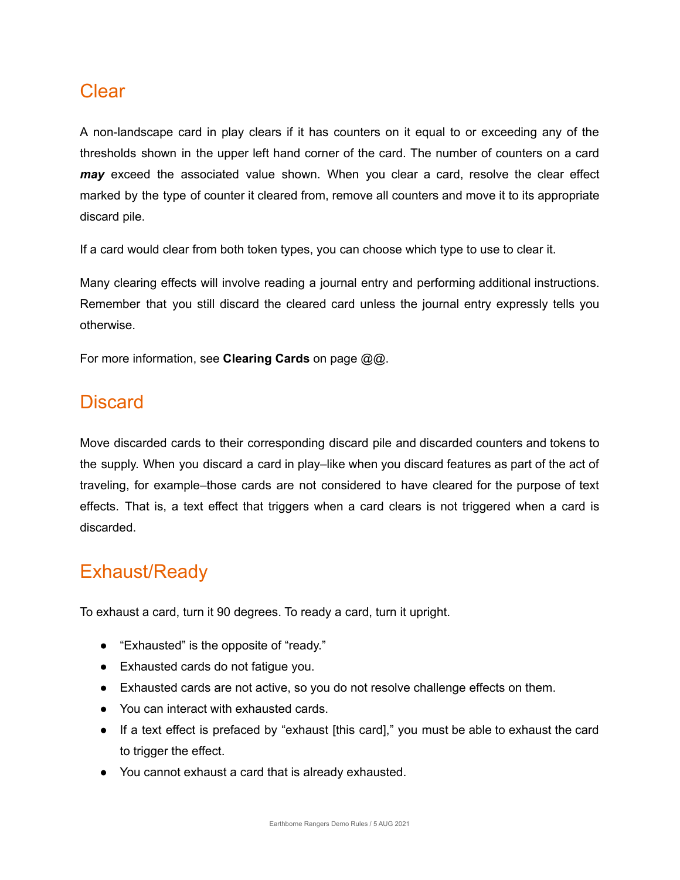## Clear

A non-landscape card in play clears if it has counters on it equal to or exceeding any of the thresholds shown in the upper left hand corner of the card. The number of counters on a card ***may*** exceed the associated value shown. When you clear a card, resolve the clear effect marked by the type of counter it cleared from, remove all counters and move it to its appropriate discard pile.

If a card would clear from both token types, you can choose which type to use to clear it.

Many clearing effects will involve reading a journal entry and performing additional instructions. Remember that you still discard the cleared card unless the journal entry expressly tells you otherwise.

For more information, see **Clearing Cards** on page @@.

## Discard

Move discarded cards to their corresponding discard pile and discarded counters and tokens to the supply. When you discard a card in play–like when you discard features as part of the act of traveling, for example–those cards are not considered to have cleared for the purpose of text effects. That is, a text effect that triggers when a card clears is not triggered when a card is discarded.

## Exhaust/Ready

To exhaust a card, turn it 90 degrees. To ready a card, turn it upright.

- "Exhausted" is the opposite of "ready."
- Exhausted cards do not fatigue you.
- Exhausted cards are not active, so you do not resolve challenge effects on them.
- You can interact with exhausted cards.
- If a text effect is prefaced by "exhaust [this card]," you must be able to exhaust the card to trigger the effect.
- You cannot exhaust a card that is already exhausted.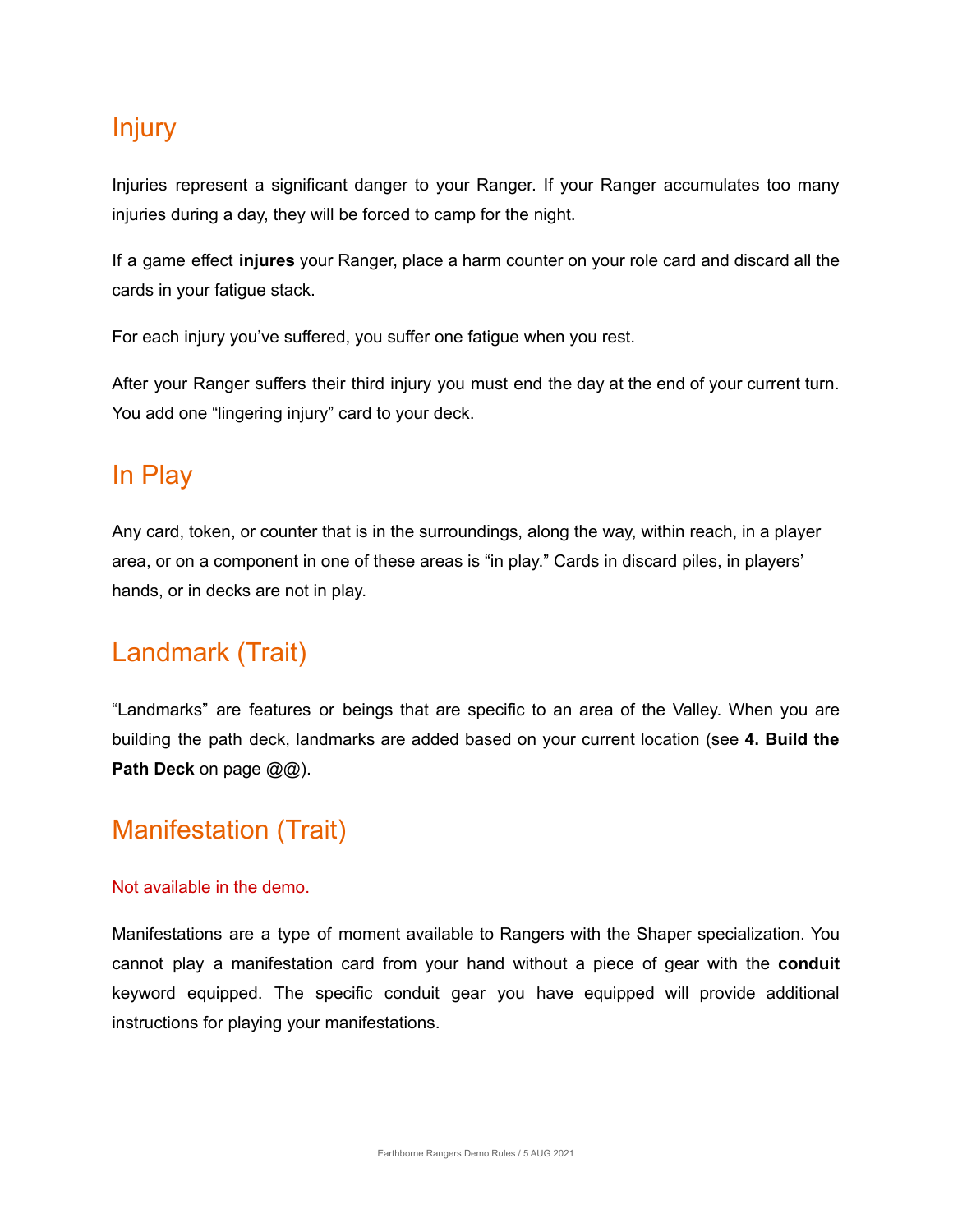## Injury

Injuries represent a significant danger to your Ranger. If your Ranger accumulates too many injuries during a day, they will be forced to camp for the night.

If a game effect **injures** your Ranger, place a harm counter on your role card and discard all the cards in your fatigue stack.

For each injury you've suffered, you suffer one fatigue when you rest.

After your Ranger suffers their third injury you must end the day at the end of your current turn. You add one "lingering injury" card to your deck.

## In Play

Any card, token, or counter that is in the surroundings, along the way, within reach, in a player area, or on a component in one of these areas is "in play." Cards in discard piles, in players' hands, or in decks are not in play.

## Landmark (Trait)

"Landmarks" are features or beings that are specific to an area of the Valley. When you are building the path deck, landmarks are added based on your current location (see **4. Build the Path Deck** on page @@).

## Manifestation (Trait)

Not available in the demo.

Manifestations are a type of moment available to Rangers with the Shaper specialization. You cannot play a manifestation card from your hand without a piece of gear with the **conduit** keyword equipped. The specific conduit gear you have equipped will provide additional instructions for playing your manifestations.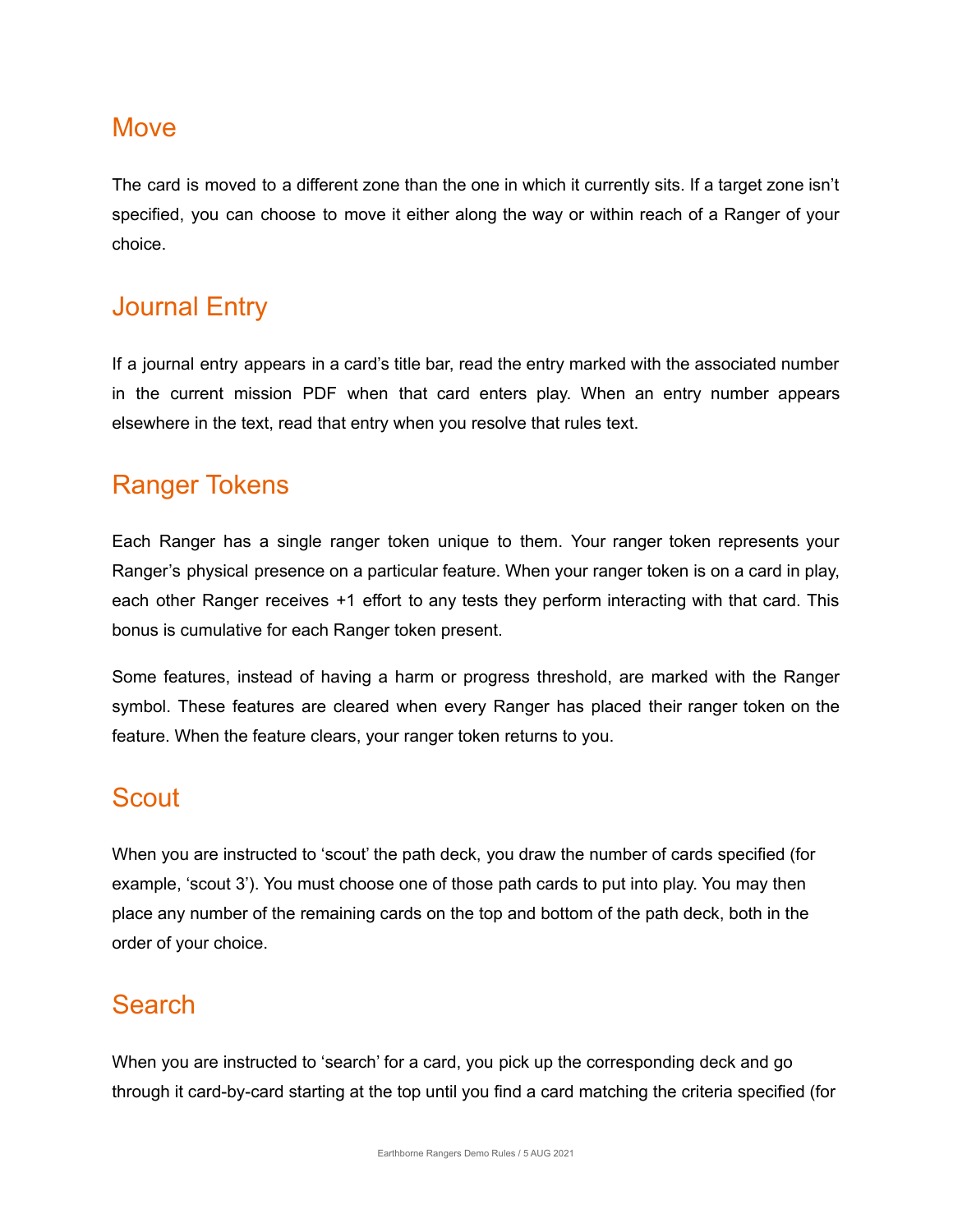## Move

The card is moved to a different zone than the one in which it currently sits. If a target zone isn't specified, you can choose to move it either along the way or within reach of a Ranger of your choice.

## Journal Entry

If a journal entry appears in a card's title bar, read the entry marked with the associated number in the current mission PDF when that card enters play. When an entry number appears elsewhere in the text, read that entry when you resolve that rules text.

## Ranger Tokens

Each Ranger has a single ranger token unique to them. Your ranger token represents your Ranger's physical presence on a particular feature. When your ranger token is on a card in play, each other Ranger receives +1 effort to any tests they perform interacting with that card. This bonus is cumulative for each Ranger token present.

Some features, instead of having a harm or progress threshold, are marked with the Ranger symbol. These features are cleared when every Ranger has placed their ranger token on the feature. When the feature clears, your ranger token returns to you.

## Scout

When you are instructed to 'scout' the path deck, you draw the number of cards specified (for example, 'scout 3'). You must choose one of those path cards to put into play. You may then place any number of the remaining cards on the top and bottom of the path deck, both in the order of your choice.

## Search

When you are instructed to 'search' for a card, you pick up the corresponding deck and go through it card-by-card starting at the top until you find a card matching the criteria specified (for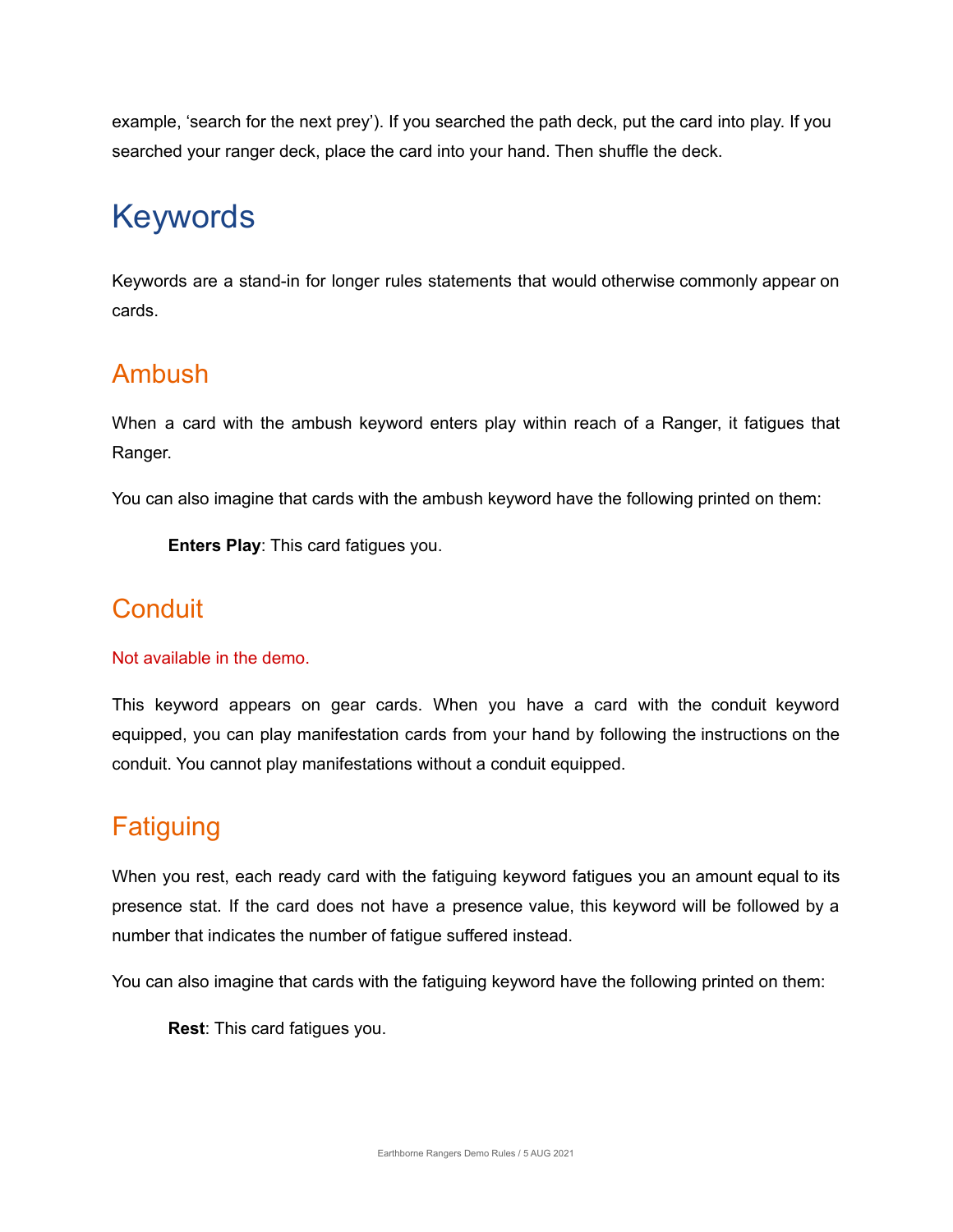example, 'search for the next prey'). If you searched the path deck, put the card into play. If you searched your ranger deck, place the card into your hand. Then shuffle the deck.

# Keywords

Keywords are a stand-in for longer rules statements that would otherwise commonly appear on cards.

## Ambush

When a card with the ambush keyword enters play within reach of a Ranger, it fatigues that Ranger.

You can also imagine that cards with the ambush keyword have the following printed on them:

> **Enters Play**: This card fatigues you.

## Conduit

Not available in the demo.

This keyword appears on gear cards. When you have a card with the conduit keyword equipped, you can play manifestation cards from your hand by following the instructions on the conduit. You cannot play manifestations without a conduit equipped.

## Fatiguing

When you rest, each ready card with the fatiguing keyword fatigues you an amount equal to its presence stat. If the card does not have a presence value, this keyword will be followed by a number that indicates the number of fatigue suffered instead.

You can also imagine that cards with the fatiguing keyword have the following printed on them:

> **Rest**: This card fatigues you.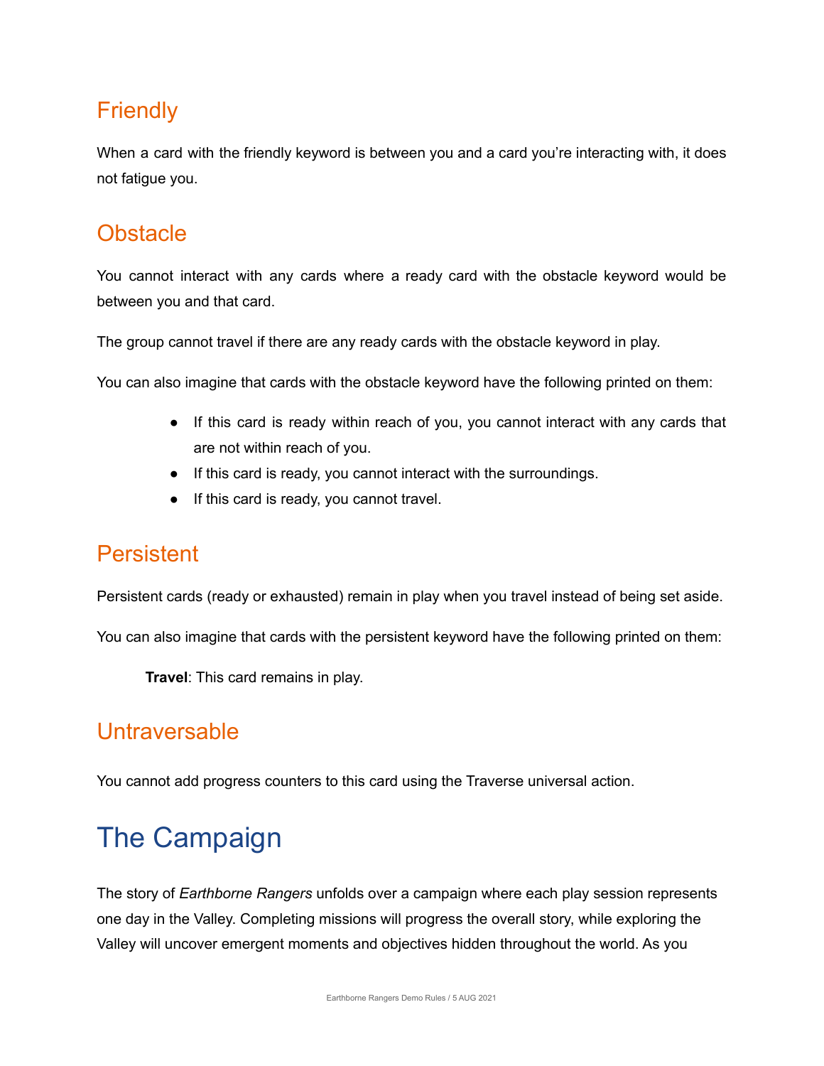## Friendly

When a card with the friendly keyword is between you and a card you're interacting with, it does not fatigue you.

## Obstacle

You cannot interact with any cards where a ready card with the obstacle keyword would be between you and that card.

The group cannot travel if there are any ready cards with the obstacle keyword in play.

You can also imagine that cards with the obstacle keyword have the following printed on them:

- If this card is ready within reach of you, you cannot interact with any cards that are not within reach of you.
- If this card is ready, you cannot interact with the surroundings.
- If this card is ready, you cannot travel.

## Persistent

Persistent cards (ready or exhausted) remain in play when you travel instead of being set aside.

You can also imagine that cards with the persistent keyword have the following printed on them:

> **Travel**: This card remains in play.

## Untraversable

You cannot add progress counters to this card using the Traverse universal action.

# The Campaign

The story of *Earthborne Rangers* unfolds over a campaign where each play session represents one day in the Valley. Completing missions will progress the overall story, while exploring the Valley will uncover emergent moments and objectives hidden throughout the world. As you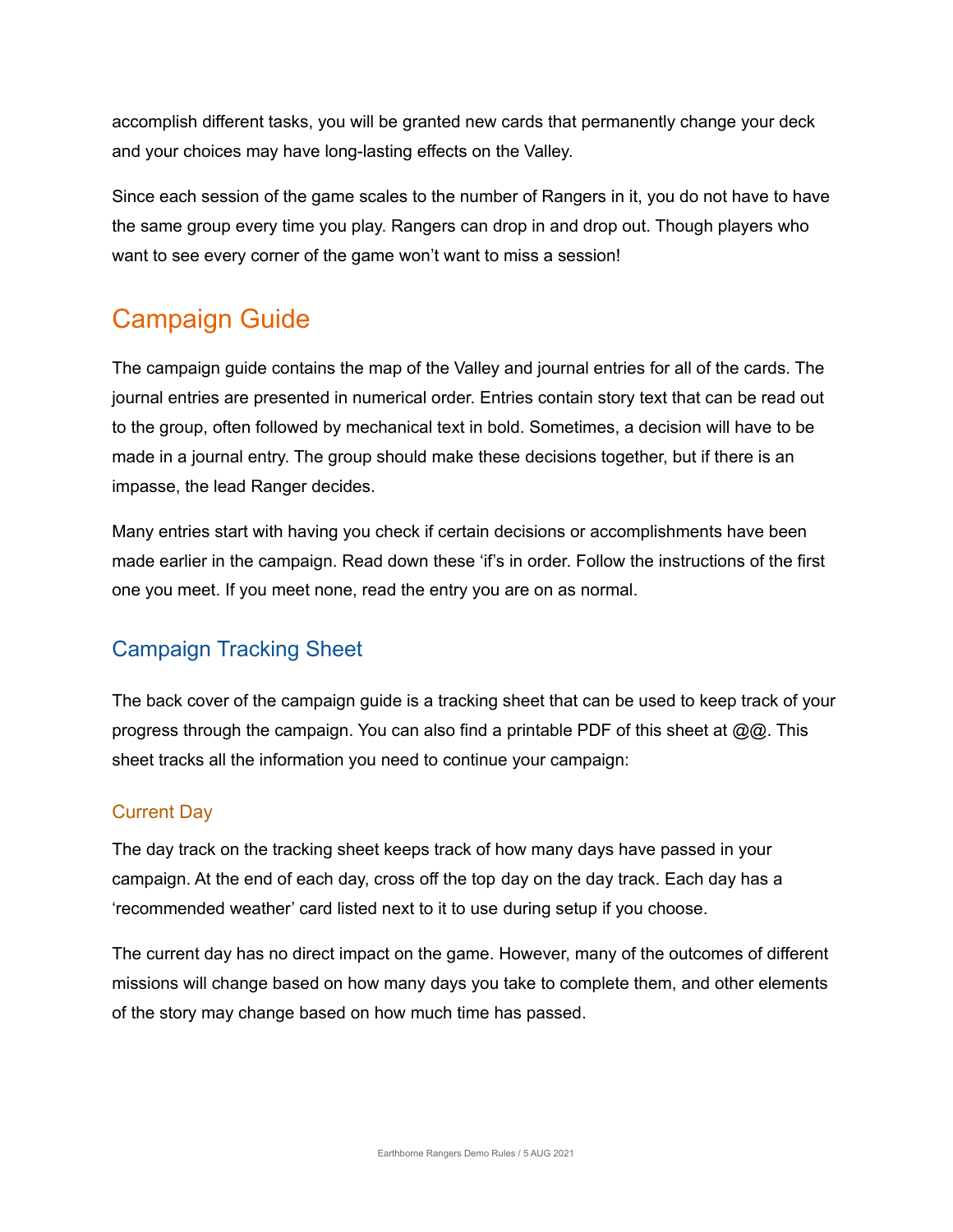accomplish different tasks, you will be granted new cards that permanently change your deck and your choices may have long-lasting effects on the Valley.

Since each session of the game scales to the number of Rangers in it, you do not have to have the same group every time you play. Rangers can drop in and drop out. Though players who want to see every corner of the game won't want to miss a session!

# Campaign Guide

The campaign guide contains the map of the Valley and journal entries for all of the cards. The journal entries are presented in numerical order. Entries contain story text that can be read out to the group, often followed by mechanical text in bold. Sometimes, a decision will have to be made in a journal entry. The group should make these decisions together, but if there is an impasse, the lead Ranger decides.

Many entries start with having you check if certain decisions or accomplishments have been made earlier in the campaign. Read down these 'if's in order. Follow the instructions of the first one you meet. If you meet none, read the entry you are on as normal.

## Campaign Tracking Sheet

The back cover of the campaign guide is a tracking sheet that can be used to keep track of your progress through the campaign. You can also find a printable PDF of this sheet at @@. This sheet tracks all the information you need to continue your campaign:

### Current Day

The day track on the tracking sheet keeps track of how many days have passed in your campaign. At the end of each day, cross off the top day on the day track. Each day has a 'recommended weather' card listed next to it to use during setup if you choose.

The current day has no direct impact on the game. However, many of the outcomes of different missions will change based on how many days you take to complete them, and other elements of the story may change based on how much time has passed.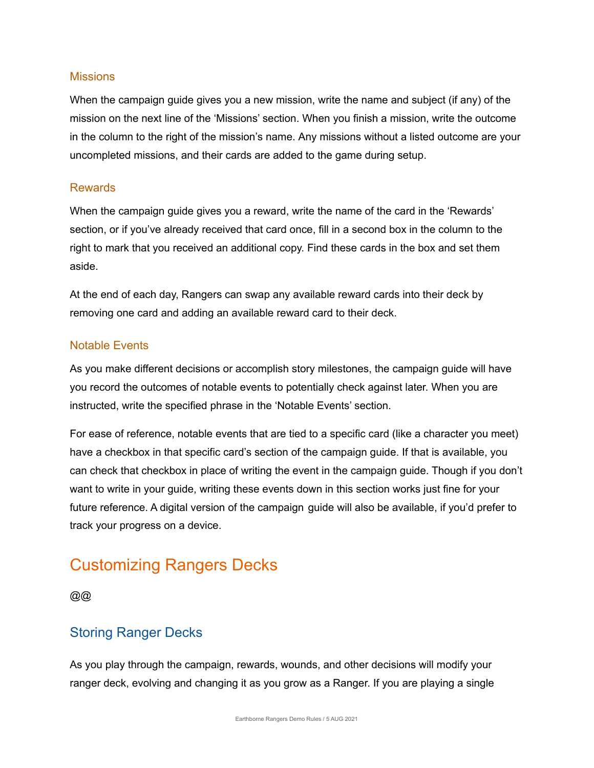### Missions

When the campaign guide gives you a new mission, write the name and subject (if any) of the mission on the next line of the 'Missions' section. When you finish a mission, write the outcome in the column to the right of the mission's name. Any missions without a listed outcome are your uncompleted missions, and their cards are added to the game during setup.

### Rewards

When the campaign guide gives you a reward, write the name of the card in the 'Rewards' section, or if you've already received that card once, fill in a second box in the column to the right to mark that you received an additional copy. Find these cards in the box and set them aside.

At the end of each day, Rangers can swap any available reward cards into their deck by removing one card and adding an available reward card to their deck.

### Notable Events

As you make different decisions or accomplish story milestones, the campaign guide will have you record the outcomes of notable events to potentially check against later. When you are instructed, write the specified phrase in the 'Notable Events' section.

For ease of reference, notable events that are tied to a specific card (like a character you meet) have a checkbox in that specific card's section of the campaign guide. If that is available, you can check that checkbox in place of writing the event in the campaign guide. Though if you don't want to write in your guide, writing these events down in this section works just fine for your future reference. A digital version of the campaign guide will also be available, if you'd prefer to track your progress on a device.

# Customizing Rangers Decks

@@

## Storing Ranger Decks

As you play through the campaign, rewards, wounds, and other decisions will modify your ranger deck, evolving and changing it as you grow as a Ranger. If you are playing a single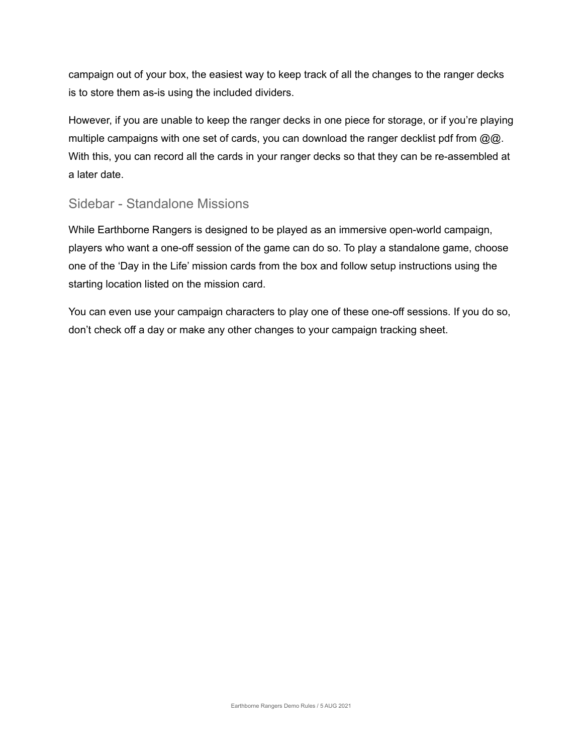campaign out of your box, the easiest way to keep track of all the changes to the ranger decks is to store them as-is using the included dividers.

However, if you are unable to keep the ranger decks in one piece for storage, or if you're playing multiple campaigns with one set of cards, you can download the ranger decklist pdf from @@. With this, you can record all the cards in your ranger decks so that they can be re-assembled at a later date.

## Sidebar - Standalone Missions

While Earthborne Rangers is designed to be played as an immersive open-world campaign, players who want a one-off session of the game can do so. To play a standalone game, choose one of the 'Day in the Life' mission cards from the box and follow setup instructions using the starting location listed on the mission card.

You can even use your campaign characters to play one of these one-off sessions. If you do so, don't check off a day or make any other changes to your campaign tracking sheet.